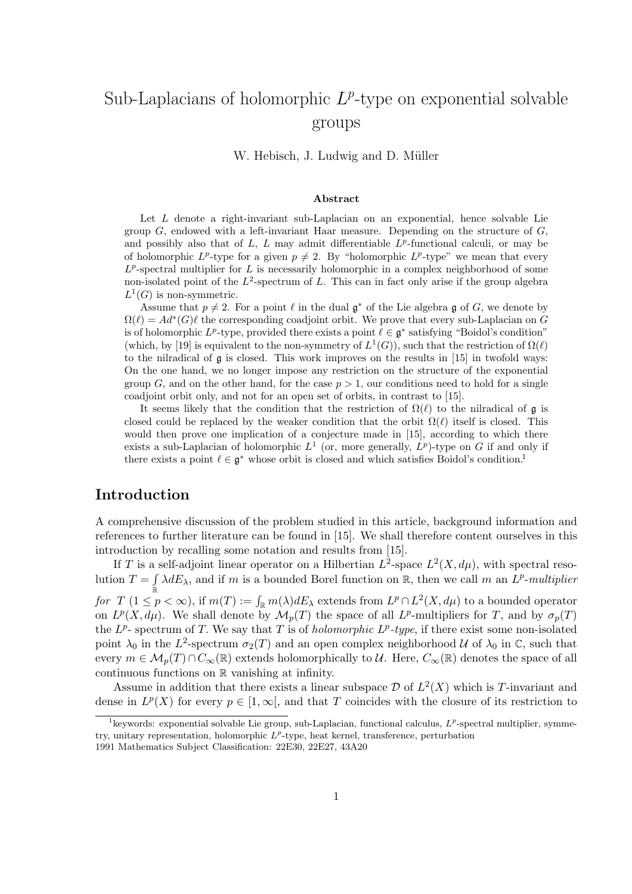# Sub-Laplacians of holomorphic $L^p$-type on exponential solvable groups

W. Hebisch, J. Ludwig and D. Müller

### Abstract

Let $L$ denote a right-invariant sub-Laplacian on an exponential, hence solvable Lie group $G$, endowed with a left-invariant Haar measure. Depending on the structure of $G$, and possibly also that of $L$, $L$ may admit differentiable $L^p$-functional calculi, or may be of holomorphic $L^p$-type for a given $p \neq 2$. By "holomorphic $L^p$-type" we mean that every $L^p$-spectral multiplier for $L$ is necessarily holomorphic in a complex neighborhood of some non-isolated point of the $L^2$-spectrum of $L$. This can in fact only arise if the group algebra $L^1(G)$ is non-symmetric.

Assume that $p \neq 2$. For a point $\ell$ in the dual $\mathfrak{g}^*$ of the Lie algebra $\mathfrak{g}$ of $G$, we denote by $\Omega(\ell) = Ad^*(G)\ell$ the corresponding coadjoint orbit. We prove that every sub-Laplacian on $G$ is of holomorphic $L^p$-type, provided there exists a point $\ell \in \mathfrak{g}^*$ satisfying "Boidol's condition" (which, by [19] is equivalent to the non-symmetry of $L^1(G)$), such that the restriction of $\Omega(\ell)$ to the nilradical of $\mathfrak{g}$ is closed. This work improves on the results in [15] in twofold ways: On the one hand, we no longer impose any restriction on the structure of the exponential group $G$, and on the other hand, for the case $p > 1$, our conditions need to hold for a single coadjoint orbit only, and not for an open set of orbits, in contrast to [15].

It seems likely that the condition that the restriction of $\Omega(\ell)$ to the nilradical of $\mathfrak{g}$ is closed could be replaced by the weaker condition that the orbit $\Omega(\ell)$ itself is closed. This would then prove one implication of a conjecture made in [15], according to which there exists a sub-Laplacian of holomorphic $L^1$ (or, more generally, $L^p$)-type on $G$ if and only if there exists a point $\ell \in \mathfrak{g}^*$ whose orbit is closed and which satisfies Boidol's condition.[1]

## Introduction

A comprehensive discussion of the problem studied in this article, background information and references to further literature can be found in [15]. We shall therefore content ourselves in this introduction by recalling some notation and results from [15].

If $T$ is a self-adjoint linear operator on a Hilbertian $L^2$-space $L^2(X, d\mu)$, with spectral resolution $T = \int_{\mathbb{R}} \lambda dE_\lambda$, and if $m$ is a bounded Borel function on $\mathbb{R}$, then we call $m$ an *$L^p$-multiplier for $T$* $(1 \leq p < \infty)$, if $m(T) := \int_{\mathbb{R}} m(\lambda) dE_\lambda$ extends from $L^p \cap L^2(X, d\mu)$ to a bounded operator on $L^p(X, d\mu)$. We shall denote by $\mathcal{M}_p(T)$ the space of all $L^p$-multipliers for $T$, and by $\sigma_p(T)$ the $L^p$- spectrum of $T$. We say that $T$ is of *holomorphic $L^p$-type*, if there exist some non-isolated point $\lambda_0$ in the $L^2$-spectrum $\sigma_2(T)$ and an open complex neighborhood $\mathcal{U}$ of $\lambda_0$ in $\mathbb{C}$, such that every $m \in \mathcal{M}_p(T) \cap C_\infty(\mathbb{R})$ extends holomorphically to $\mathcal{U}$. Here, $C_\infty(\mathbb{R})$ denotes the space of all continuous functions on $\mathbb{R}$ vanishing at infinity.

Assume in addition that there exists a linear subspace $\mathcal{D}$ of $L^2(X)$ which is $T$-invariant and dense in $L^p(X)$ for every $p \in [1, \infty[$, and that $T$ coincides with the closure of its restriction to

---

[1] keywords: exponential solvable Lie group, sub-Laplacian, functional calculus, $L^p$-spectral multiplier, symmetry, unitary representation, holomorphic $L^p$-type, heat kernel, transference, perturbation

1991 Mathematics Subject Classification: 22E30, 22E27, 43A20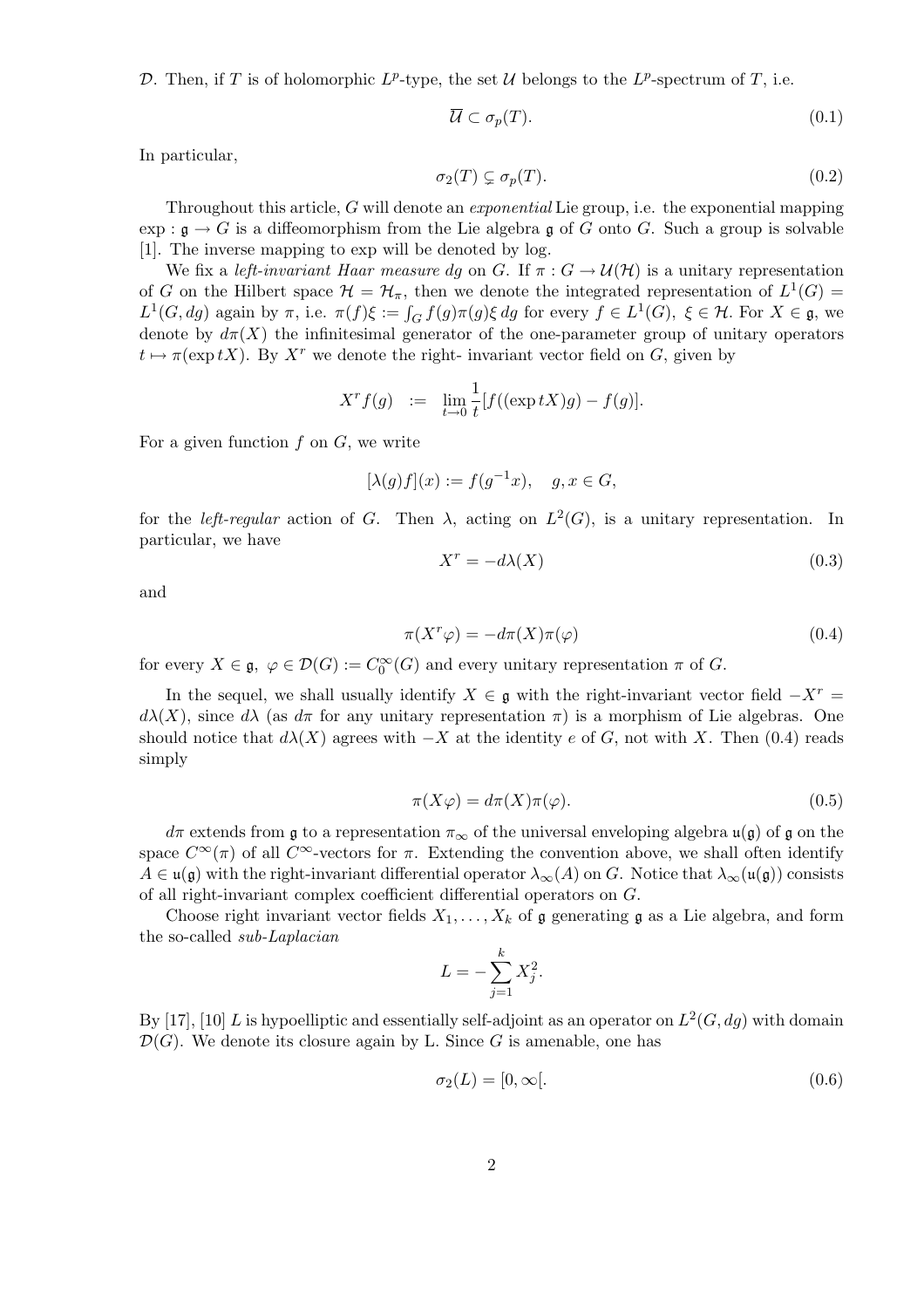$\mathcal{D}$. Then, if $T$ is of holomorphic $L^p$-type, the set $\mathcal{U}$ belongs to the $L^p$-spectrum of $T$, i.e.

$$\overline{\mathcal{U}} \subset \sigma_p(T). \tag{0.1}$$

In particular,

$$\sigma_2(T) \subsetneq \sigma_p(T). \tag{0.2}$$

Throughout this article, $G$ will denote an *exponential* Lie group, i.e. the exponential mapping $\exp : \mathfrak{g} \to G$ is a diffeomorphism from the Lie algebra $\mathfrak{g}$ of $G$ onto $G$. Such a group is solvable [1]. The inverse mapping to exp will be denoted by log.

We fix a *left-invariant Haar measure* $dg$ on $G$. If $\pi : G \to \mathcal{U}(\mathcal{H})$ is a unitary representation of $G$ on the Hilbert space $\mathcal{H} = \mathcal{H}_\pi$, then we denote the integrated representation of $L^1(G) = L^1(G, dg)$ again by $\pi$, i.e. $\pi(f)\xi := \int_G f(g)\pi(g)\xi \, dg$ for every $f \in L^1(G)$, $\xi \in \mathcal{H}$. For $X \in \mathfrak{g}$, we denote by $d\pi(X)$ the infinitesimal generator of the one-parameter group of unitary operators $t \mapsto \pi(\exp tX)$. By $X^r$ we denote the right- invariant vector field on $G$, given by

$$X^r f(g) \;\; := \;\; \lim_{t \to 0} \frac{1}{t}[f((\exp tX)g) - f(g)].$$

For a given function $f$ on $G$, we write

$$[\lambda(g)f](x) := f(g^{-1}x), \quad g, x \in G,$$

for the *left-regular* action of $G$. Then $\lambda$, acting on $L^2(G)$, is a unitary representation. In particular, we have

$$X^r = -d\lambda(X) \tag{0.3}$$

and

$$\pi(X^r \varphi) = -d\pi(X)\pi(\varphi) \tag{0.4}$$

for every $X \in \mathfrak{g}$, $\varphi \in \mathcal{D}(G) := C_0^\infty(G)$ and every unitary representation $\pi$ of $G$.

In the sequel, we shall usually identify $X \in \mathfrak{g}$ with the right-invariant vector field $-X^r = d\lambda(X)$, since $d\lambda$ (as $d\pi$ for any unitary representation $\pi$) is a morphism of Lie algebras. One should notice that $d\lambda(X)$ agrees with $-X$ at the identity $e$ of $G$, not with $X$. Then (0.4) reads simply

$$\pi(X\varphi) = d\pi(X)\pi(\varphi). \tag{0.5}$$

$d\pi$ extends from $\mathfrak{g}$ to a representation $\pi_\infty$ of the universal enveloping algebra $\mathfrak{u}(\mathfrak{g})$ of $\mathfrak{g}$ on the space $C^\infty(\pi)$ of all $C^\infty$-vectors for $\pi$. Extending the convention above, we shall often identify $A \in \mathfrak{u}(\mathfrak{g})$ with the right-invariant differential operator $\lambda_\infty(A)$ on $G$. Notice that $\lambda_\infty(\mathfrak{u}(\mathfrak{g}))$ consists of all right-invariant complex coefficient differential operators on $G$.

Choose right invariant vector fields $X_1, \dots, X_k$ of $\mathfrak{g}$ generating $\mathfrak{g}$ as a Lie algebra, and form the so-called *sub-Laplacian*

$$L = -\sum_{j=1}^{k} X_j^2.$$

By [17], [10] $L$ is hypoelliptic and essentially self-adjoint as an operator on $L^2(G, dg)$ with domain $\mathcal{D}(G)$. We denote its closure again by L. Since $G$ is amenable, one has

$$\sigma_2(L) = [0, \infty[. \tag{0.6}$$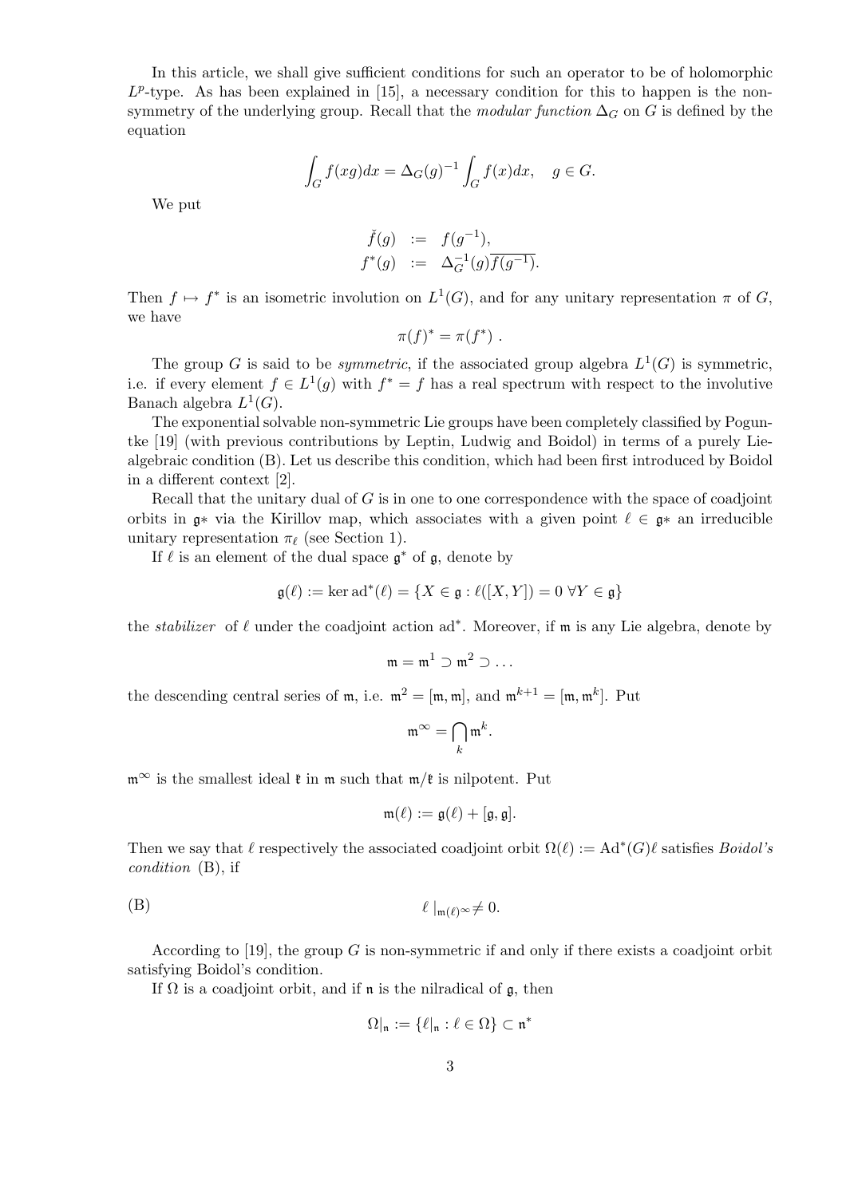In this article, we shall give sufficient conditions for such an operator to be of holomorphic $L^p$-type. As has been explained in [15], a necessary condition for this to happen is the non-symmetry of the underlying group. Recall that the *modular function* $\Delta_G$ on $G$ is defined by the equation

$$\int_G f(xg)dx = \Delta_G(g)^{-1} \int_G f(x)dx, \quad g \in G.$$

We put

$$\begin{aligned} \check{f}(g) &:= f(g^{-1}), \\ f^*(g) &:= \Delta_G^{-1}(g)\overline{f(g^{-1})}. \end{aligned}$$

Then $f \mapsto f^*$ is an isometric involution on $L^1(G)$, and for any unitary representation $\pi$ of $G$, we have

$$\pi(f)^* = \pi(f^*) \ .$$

The group $G$ is said to be *symmetric*, if the associated group algebra $L^1(G)$ is symmetric, i.e. if every element $f \in L^1(g)$ with $f^* = f$ has a real spectrum with respect to the involutive Banach algebra $L^1(G)$.

The exponential solvable non-symmetric Lie groups have been completely classified by Poguntke [19] (with previous contributions by Leptin, Ludwig and Boidol) in terms of a purely Lie-algebraic condition (B). Let us describe this condition, which had been first introduced by Boidol in a different context [2].

Recall that the unitary dual of $G$ is in one to one correspondence with the space of coadjoint orbits in $\mathfrak{g}*$ via the Kirillov map, which associates with a given point $\ell \in \mathfrak{g}*$ an irreducible unitary representation $\pi_\ell$ (see Section 1).

If $\ell$ is an element of the dual space $\mathfrak{g}^*$ of $\mathfrak{g}$, denote by

$$\mathfrak{g}(\ell) := \ker \mathrm{ad}^*(\ell) = \{X \in \mathfrak{g} : \ell([X, Y]) = 0 \ \forall Y \in \mathfrak{g}\}$$

the *stabilizer* of $\ell$ under the coadjoint action $\mathrm{ad}^*$. Moreover, if $\mathfrak{m}$ is any Lie algebra, denote by

$$\mathfrak{m} = \mathfrak{m}^1 \supset \mathfrak{m}^2 \supset \ldots$$

the descending central series of $\mathfrak{m}$, i.e. $\mathfrak{m}^2 = [\mathfrak{m}, \mathfrak{m}]$, and $\mathfrak{m}^{k+1} = [\mathfrak{m}, \mathfrak{m}^k]$. Put

$$\mathfrak{m}^\infty = \bigcap_k \mathfrak{m}^k.$$

$\mathfrak{m}^\infty$ is the smallest ideal $\mathfrak{k}$ in $\mathfrak{m}$ such that $\mathfrak{m}/\mathfrak{k}$ is nilpotent. Put

$$\mathfrak{m}(\ell) := \mathfrak{g}(\ell) + [\mathfrak{g}, \mathfrak{g}].$$

Then we say that $\ell$ respectively the associated coadjoint orbit $\Omega(\ell) := \mathrm{Ad}^*(G)\ell$ satisfies *Boidol's condition* (B), if

$$\text{(B)} \qquad \ell\,|_{\mathfrak{m}(\ell)^\infty} \neq 0.$$

According to [19], the group $G$ is non-symmetric if and only if there exists a coadjoint orbit satisfying Boidol's condition.

If $\Omega$ is a coadjoint orbit, and if $\mathfrak{n}$ is the nilradical of $\mathfrak{g}$, then

$$\Omega|_{\mathfrak{n}} := \{\ell|_{\mathfrak{n}} : \ell \in \Omega\} \subset \mathfrak{n}^*$$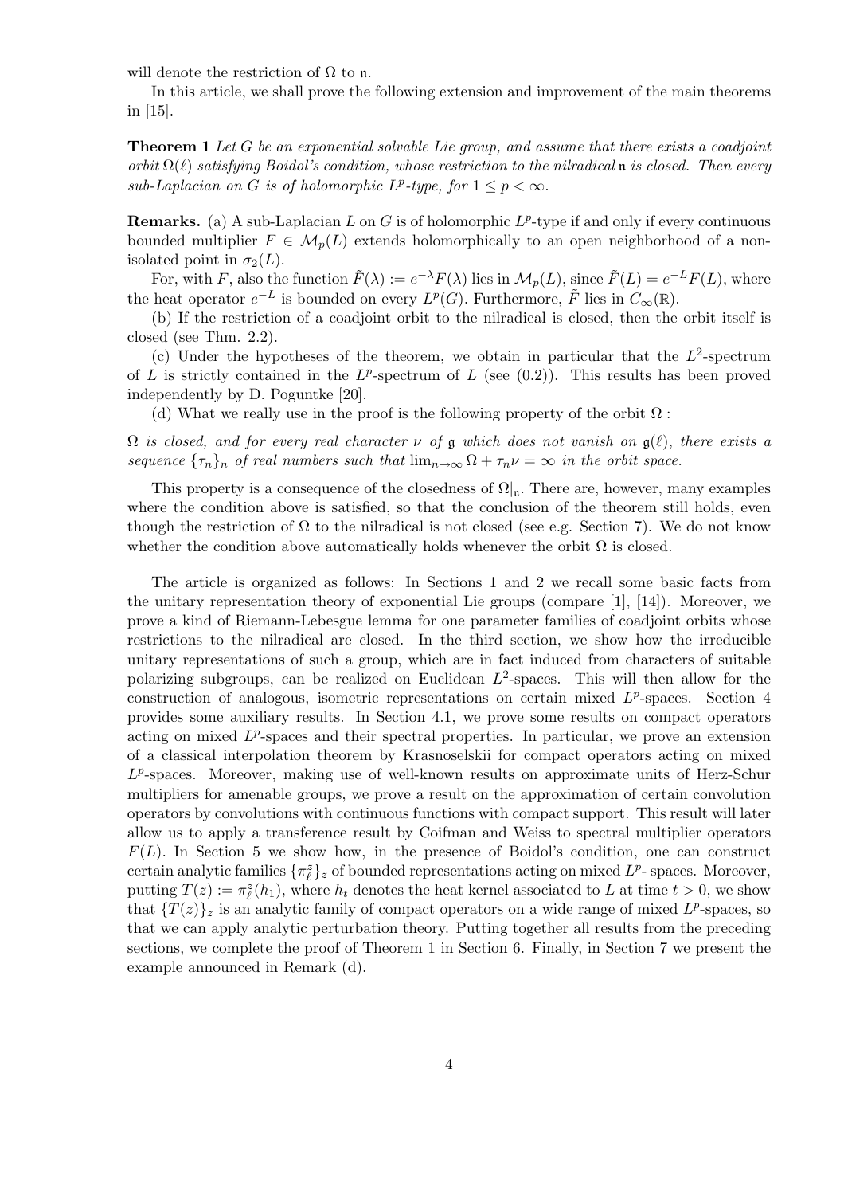will denote the restriction of $\Omega$ to $\mathfrak{n}$.

In this article, we shall prove the following extension and improvement of the main theorems in [15].

**Theorem 1** *Let $G$ be an exponential solvable Lie group, and assume that there exists a coadjoint orbit $\Omega(\ell)$ satisfying Boidol's condition, whose restriction to the nilradical $\mathfrak{n}$ is closed. Then every sub-Laplacian on $G$ is of holomorphic $L^p$-type, for $1 \le p < \infty$.*

**Remarks.** (a) A sub-Laplacian $L$ on $G$ is of holomorphic $L^p$-type if and only if every continuous bounded multiplier $F \in \mathcal{M}_p(L)$ extends holomorphically to an open neighborhood of a non-isolated point in $\sigma_2(L)$.

For, with $F$, also the function $\tilde{F}(\lambda) := e^{-\lambda}F(\lambda)$ lies in $\mathcal{M}_p(L)$, since $\tilde{F}(L) = e^{-L}F(L)$, where the heat operator $e^{-L}$ is bounded on every $L^p(G)$. Furthermore, $\tilde{F}$ lies in $C_\infty(\mathbb{R})$.

(b) If the restriction of a coadjoint orbit to the nilradical is closed, then the orbit itself is closed (see Thm. 2.2).

(c) Under the hypotheses of the theorem, we obtain in particular that the $L^2$-spectrum of $L$ is strictly contained in the $L^p$-spectrum of $L$ (see (0.2)). This results has been proved independently by D. Poguntke [20].

(d) What we really use in the proof is the following property of the orbit $\Omega$ :

*$\Omega$ is closed, and for every real character $\nu$ of $\mathfrak{g}$ which does not vanish on $\mathfrak{g}(\ell)$, there exists a sequence $\{\tau_n\}_n$ of real numbers such that $\lim_{n\to\infty} \Omega + \tau_n\nu = \infty$ in the orbit space.*

This property is a consequence of the closedness of $\Omega|_\mathfrak{n}$. There are, however, many examples where the condition above is satisfied, so that the conclusion of the theorem still holds, even though the restriction of $\Omega$ to the nilradical is not closed (see e.g. Section 7). We do not know whether the condition above automatically holds whenever the orbit $\Omega$ is closed.

The article is organized as follows: In Sections 1 and 2 we recall some basic facts from the unitary representation theory of exponential Lie groups (compare [1], [14]). Moreover, we prove a kind of Riemann-Lebesgue lemma for one parameter families of coadjoint orbits whose restrictions to the nilradical are closed. In the third section, we show how the irreducible unitary representations of such a group, which are in fact induced from characters of suitable polarizing subgroups, can be realized on Euclidean $L^2$-spaces. This will then allow for the construction of analogous, isometric representations on certain mixed $L^p$-spaces. Section 4 provides some auxiliary results. In Section 4.1, we prove some results on compact operators acting on mixed $L^p$-spaces and their spectral properties. In particular, we prove an extension of a classical interpolation theorem by Krasnoselskii for compact operators acting on mixed $L^p$-spaces. Moreover, making use of well-known results on approximate units of Herz-Schur multipliers for amenable groups, we prove a result on the approximation of certain convolution operators by convolutions with continuous functions with compact support. This result will later allow us to apply a transference result by Coifman and Weiss to spectral multiplier operators $F(L)$. In Section 5 we show how, in the presence of Boidol's condition, one can construct certain analytic families $\{\pi_\ell^z\}_z$ of bounded representations acting on mixed $L^p$- spaces. Moreover, putting $T(z) := \pi_\ell^z(h_1)$, where $h_t$ denotes the heat kernel associated to $L$ at time $t > 0$, we show that $\{T(z)\}_z$ is an analytic family of compact operators on a wide range of mixed $L^p$-spaces, so that we can apply analytic perturbation theory. Putting together all results from the preceding sections, we complete the proof of Theorem 1 in Section 6. Finally, in Section 7 we present the example announced in Remark (d).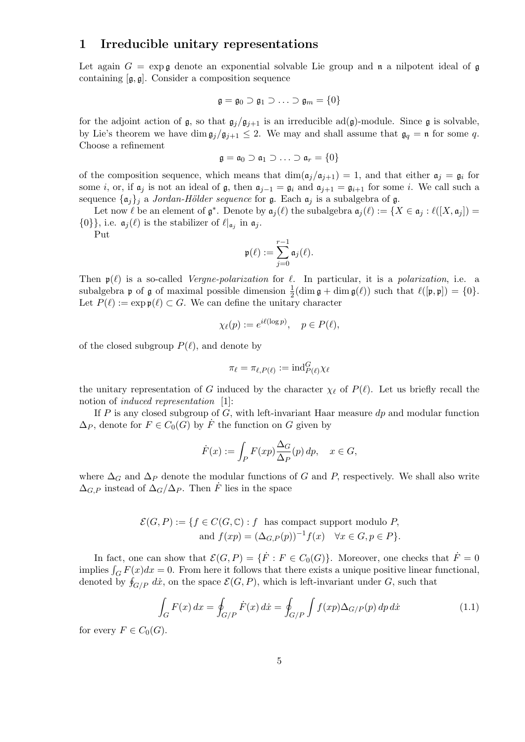# 1 Irreducible unitary representations

Let again $G = \exp \mathfrak{g}$ denote an exponential solvable Lie group and $\mathfrak{n}$ a nilpotent ideal of $\mathfrak{g}$ containing $[\mathfrak{g}, \mathfrak{g}]$. Consider a composition sequence

$$\mathfrak{g} = \mathfrak{g}_0 \supset \mathfrak{g}_1 \supset \ldots \supset \mathfrak{g}_m = \{0\}$$

for the adjoint action of $\mathfrak{g}$, so that $\mathfrak{g}_j/\mathfrak{g}_{j+1}$ is an irreducible $\mathrm{ad}(\mathfrak{g})$-module. Since $\mathfrak{g}$ is solvable, by Lie's theorem we have $\dim \mathfrak{g}_j/\mathfrak{g}_{j+1} \leq 2$. We may and shall assume that $\mathfrak{g}_q = \mathfrak{n}$ for some $q$. Choose a refinement

$$\mathfrak{g} = \mathfrak{a}_0 \supset \mathfrak{a}_1 \supset \ldots \supset \mathfrak{a}_r = \{0\}$$

of the composition sequence, which means that $\dim(\mathfrak{a}_j/\mathfrak{a}_{j+1}) = 1$, and that either $\mathfrak{a}_j = \mathfrak{g}_i$ for some $i$, or, if $\mathfrak{a}_j$ is not an ideal of $\mathfrak{g}$, then $\mathfrak{a}_{j-1} = \mathfrak{g}_i$ and $\mathfrak{a}_{j+1} = \mathfrak{g}_{i+1}$ for some $i$. We call such a sequence $\{\mathfrak{a}_j\}_j$ a *Jordan-Hölder sequence* for $\mathfrak{g}$. Each $\mathfrak{a}_j$ is a subalgebra of $\mathfrak{g}$.

Let now $\ell$ be an element of $\mathfrak{g}^*$. Denote by $\mathfrak{a}_j(\ell)$ the subalgebra $\mathfrak{a}_j(\ell) := \{X \in \mathfrak{a}_j : \ell([X, \mathfrak{a}_j]) = \{0\}\}$, i.e. $\mathfrak{a}_j(\ell)$ is the stabilizer of $\ell|_{\mathfrak{a}_j}$ in $\mathfrak{a}_j$.

Put

$$\mathfrak{p}(\ell) := \sum_{j=0}^{r-1} \mathfrak{a}_j(\ell).$$

Then $\mathfrak{p}(\ell)$ is a so-called *Vergne-polarization* for $\ell$. In particular, it is a *polarization*, i.e. a subalgebra $\mathfrak{p}$ of $\mathfrak{g}$ of maximal possible dimension $\frac{1}{2}(\dim \mathfrak{g} + \dim \mathfrak{g}(\ell))$ such that $\ell([\mathfrak{p}, \mathfrak{p}]) = \{0\}$. Let $P(\ell) := \exp \mathfrak{p}(\ell) \subset G$. We can define the unitary character

$$\chi_\ell(p) := e^{i\ell(\log p)}, \quad p \in P(\ell),$$

of the closed subgroup $P(\ell)$, and denote by

$$\pi_\ell = \pi_{\ell, P(\ell)} := \mathrm{ind}_{P(\ell)}^G \chi_\ell$$

the unitary representation of $G$ induced by the character $\chi_\ell$ of $P(\ell)$. Let us briefly recall the notion of *induced representation* [1]:

If $P$ is any closed subgroup of $G$, with left-invariant Haar measure $dp$ and modular function $\Delta_P$, denote for $F \in C_0(G)$ by $\dot{F}$ the function on $G$ given by

$$\dot{F}(x) := \int_P F(xp) \frac{\Delta_G}{\Delta_P}(p)\, dp, \quad x \in G,$$

where $\Delta_G$ and $\Delta_P$ denote the modular functions of $G$ and $P$, respectively. We shall also write $\Delta_{G,P}$ instead of $\Delta_G/\Delta_P$. Then $\dot{F}$ lies in the space

$$\begin{aligned}\mathcal{E}(G, P) := \{f \in C(G, \mathbb{C}) : f & \text{ has compact support modulo } P, \\ & \text{and } f(xp) = (\Delta_{G,P}(p))^{-1} f(x) \quad \forall x \in G, p \in P\}.\end{aligned}$$

In fact, one can show that $\mathcal{E}(G, P) = \{\dot{F} : F \in C_0(G)\}$. Moreover, one checks that $\dot{F} = 0$ implies $\int_G F(x) dx = 0$. From here it follows that there exists a unique positive linear functional, denoted by $\oint_{G/P} d\dot{x}$, on the space $\mathcal{E}(G, P)$, which is left-invariant under $G$, such that

$$\int_G F(x)\, dx = \oint_{G/P} \dot{F}(x)\, d\dot{x} = \oint_{G/P} \int f(xp) \Delta_{G/P}(p)\, dp\, d\dot{x} \tag{1.1}$$

for every $F \in C_0(G)$.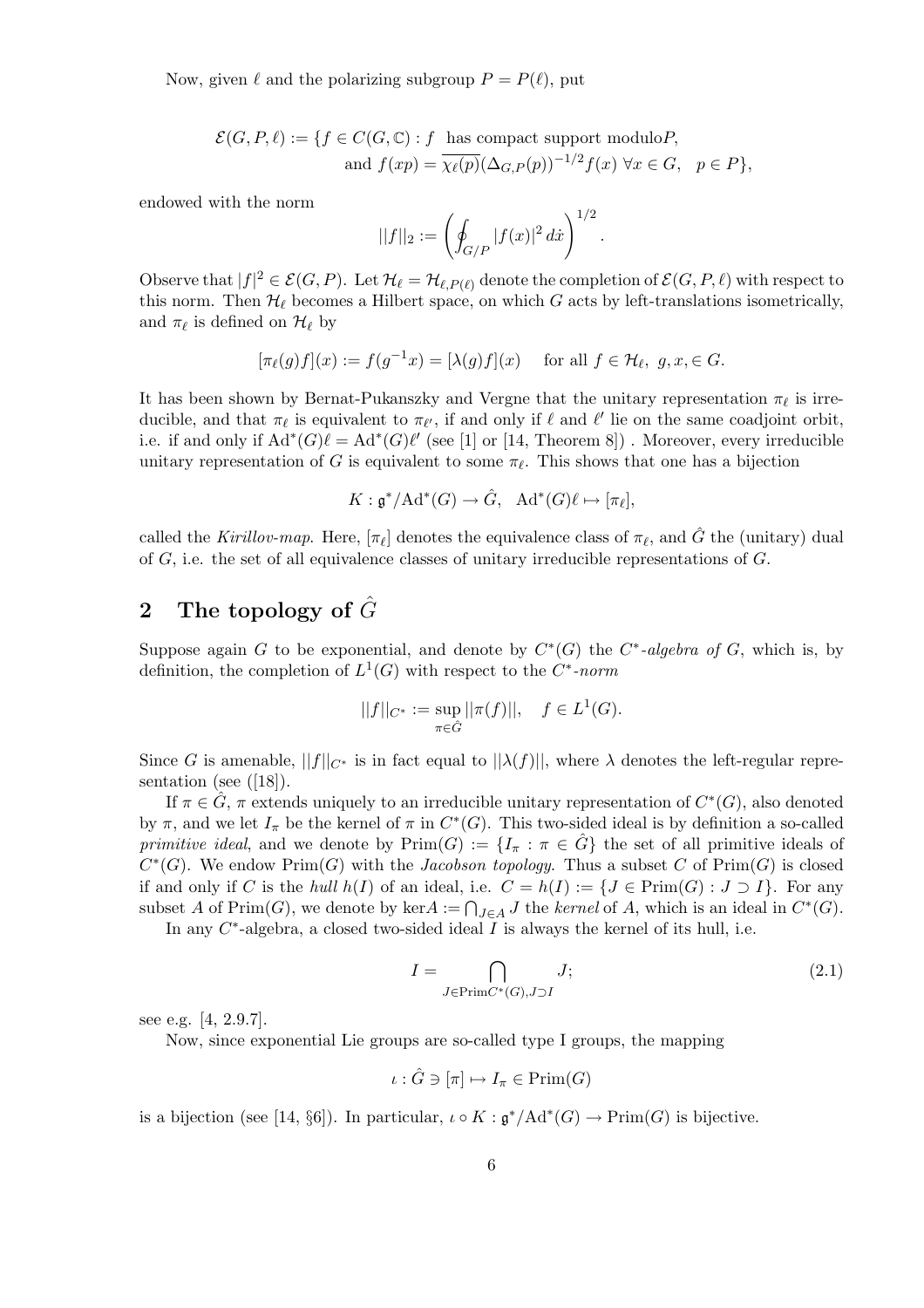Now, given $\ell$ and the polarizing subgroup $P = P(\ell)$, put

$$\mathcal{E}(G,P,\ell) := \{f \in C(G,\mathbb{C}) : f \text{ has compact support modulo} P, \\ \text{and } f(xp) = \overline{\chi_\ell(p)}(\Delta_{G,P}(p))^{-1/2} f(x) \ \forall x \in G, \quad p \in P\},$$

endowed with the norm

$$||f||_2 := \left( \oint_{G/P} |f(x)|^2 \, d\dot{x} \right)^{1/2}.$$

Observe that $|f|^2 \in \mathcal{E}(G,P)$. Let $\mathcal{H}_\ell = \mathcal{H}_{\ell,P(\ell)}$ denote the completion of $\mathcal{E}(G,P,\ell)$ with respect to this norm. Then $\mathcal{H}_\ell$ becomes a Hilbert space, on which $G$ acts by left-translations isometrically, and $\pi_\ell$ is defined on $\mathcal{H}_\ell$ by

$$[\pi_\ell(g)f](x) := f(g^{-1}x) = [\lambda(g)f](x) \quad \text{ for all } f \in \mathcal{H}_\ell, \ g, x, \in G.$$

It has been shown by Bernat-Pukanszky and Vergne that the unitary representation $\pi_\ell$ is irreducible, and that $\pi_\ell$ is equivalent to $\pi_{\ell'}$, if and only if $\ell$ and $\ell'$ lie on the same coadjoint orbit, i.e. if and only if $\mathrm{Ad}^*(G)\ell = \mathrm{Ad}^*(G)\ell'$ (see [1] or [14, Theorem 8]) . Moreover, every irreducible unitary representation of $G$ is equivalent to some $\pi_\ell$. This shows that one has a bijection

$$K : \mathfrak{g}^*/\mathrm{Ad}^*(G) \to \hat{G}, \quad \mathrm{Ad}^*(G)\ell \mapsto [\pi_\ell],$$

called the *Kirillov-map*. Here, $[\pi_\ell]$ denotes the equivalence class of $\pi_\ell$, and $\hat{G}$ the (unitary) dual of $G$, i.e. the set of all equivalence classes of unitary irreducible representations of $G$.

## 2 The topology of $\hat{G}$

Suppose again $G$ to be exponential, and denote by $C^*(G)$ the *$C^*$-algebra of* $G$, which is, by definition, the completion of $L^1(G)$ with respect to the *$C^*$-norm*

$$||f||_{C^*} := \sup_{\pi \in \hat{G}} ||\pi(f)||, \quad f \in L^1(G).$$

Since $G$ is amenable, $||f||_{C^*}$ is in fact equal to $||\lambda(f)||$, where $\lambda$ denotes the left-regular representation (see ([18]).

If $\pi \in \hat{G}$, $\pi$ extends uniquely to an irreducible unitary representation of $C^*(G)$, also denoted by $\pi$, and we let $I_\pi$ be the kernel of $\pi$ in $C^*(G)$. This two-sided ideal is by definition a so-called *primitive ideal*, and we denote by $\mathrm{Prim}(G) := \{I_\pi : \pi \in \hat{G}\}$ the set of all primitive ideals of $C^*(G)$. We endow $\mathrm{Prim}(G)$ with the *Jacobson topology*. Thus a subset $C$ of $\mathrm{Prim}(G)$ is closed if and only if $C$ is the *hull* $h(I)$ of an ideal, i.e. $C = h(I) := \{J \in \mathrm{Prim}(G) : J \supset I\}$. For any subset $A$ of $\mathrm{Prim}(G)$, we denote by $\mathrm{ker}A := \bigcap_{J \in A} J$ the *kernel* of $A$, which is an ideal in $C^*(G)$.

In any $C^*$-algebra, a closed two-sided ideal $I$ is always the kernel of its hull, i.e.

$$I = \bigcap_{J \in \mathrm{Prim}C^*(G), J \supset I} J; \tag{2.1}$$

see e.g. [4, 2.9.7].

Now, since exponential Lie groups are so-called type I groups, the mapping

$$\iota : \hat{G} \ni [\pi] \mapsto I_\pi \in \mathrm{Prim}(G)$$

is a bijection (see [14, §6]). In particular, $\iota \circ K : \mathfrak{g}^*/\mathrm{Ad}^*(G) \to \mathrm{Prim}(G)$ is bijective.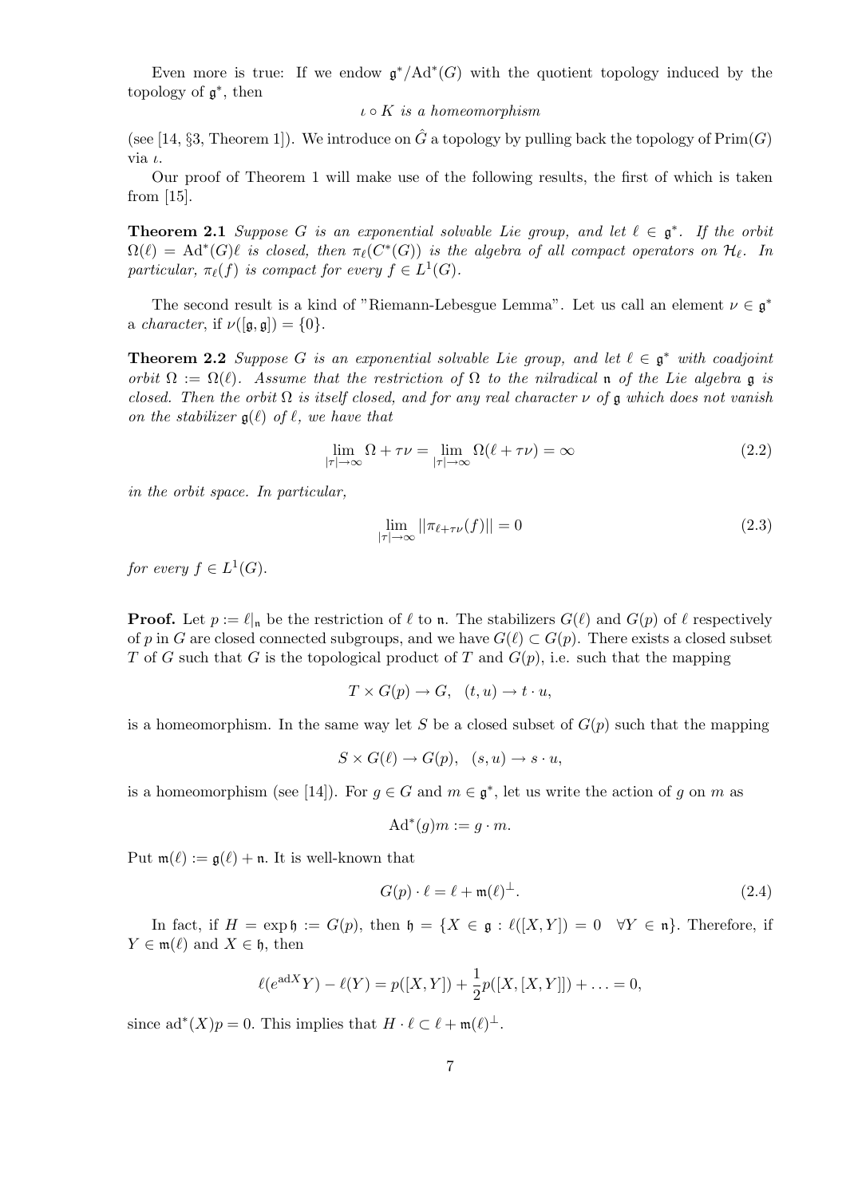Even more is true: If we endow $\mathfrak{g}^*/\mathrm{Ad}^*(G)$ with the quotient topology induced by the topology of $\mathfrak{g}^*$, then

$$\iota \circ K \textit{ is a homeomorphism}$$

(see [14, §3, Theorem 1]). We introduce on $\hat{G}$ a topology by pulling back the topology of $\mathrm{Prim}(G)$ via $\iota$.

Our proof of Theorem 1 will make use of the following results, the first of which is taken from [15].

**Theorem 2.1** *Suppose $G$ is an exponential solvable Lie group, and let $\ell \in \mathfrak{g}^*$. If the orbit $\Omega(\ell) = \mathrm{Ad}^*(G)\ell$ is closed, then $\pi_\ell(C^*(G))$ is the algebra of all compact operators on $\mathcal{H}_\ell$. In particular, $\pi_\ell(f)$ is compact for every $f \in L^1(G)$.*

The second result is a kind of "Riemann-Lebesgue Lemma". Let us call an element $\nu \in \mathfrak{g}^*$ a *character*, if $\nu([\mathfrak{g}, \mathfrak{g}]) = \{0\}$.

**Theorem 2.2** *Suppose $G$ is an exponential solvable Lie group, and let $\ell \in \mathfrak{g}^*$ with coadjoint orbit $\Omega := \Omega(\ell)$. Assume that the restriction of $\Omega$ to the nilradical $\mathfrak{n}$ of the Lie algebra $\mathfrak{g}$ is closed. Then the orbit $\Omega$ is itself closed, and for any real character $\nu$ of $\mathfrak{g}$ which does not vanish on the stabilizer $\mathfrak{g}(\ell)$ of $\ell$, we have that*

$$\lim_{|\tau| \to \infty} \Omega + \tau\nu = \lim_{|\tau| \to \infty} \Omega(\ell + \tau\nu) = \infty \tag{2.2}$$

*in the orbit space. In particular,*

$$\lim_{|\tau| \to \infty} ||\pi_{\ell+\tau\nu}(f)|| = 0 \tag{2.3}$$

*for every $f \in L^1(G)$.*

**Proof.** Let $p := \ell|_\mathfrak{n}$ be the restriction of $\ell$ to $\mathfrak{n}$. The stabilizers $G(\ell)$ and $G(p)$ of $\ell$ respectively of $p$ in $G$ are closed connected subgroups, and we have $G(\ell) \subset G(p)$. There exists a closed subset $T$ of $G$ such that $G$ is the topological product of $T$ and $G(p)$, i.e. such that the mapping

$$T \times G(p) \to G, \quad (t, u) \to t \cdot u,$$

is a homeomorphism. In the same way let $S$ be a closed subset of $G(p)$ such that the mapping

$$S \times G(\ell) \to G(p), \quad (s, u) \to s \cdot u,$$

is a homeomorphism (see [14]). For $g \in G$ and $m \in \mathfrak{g}^*$, let us write the action of $g$ on $m$ as

$$\mathrm{Ad}^*(g)m := g \cdot m.$$

Put $\mathfrak{m}(\ell) := \mathfrak{g}(\ell) + \mathfrak{n}$. It is well-known that

$$G(p) \cdot \ell = \ell + \mathfrak{m}(\ell)^\perp. \tag{2.4}$$

In fact, if $H = \exp \mathfrak{h} := G(p)$, then $\mathfrak{h} = \{X \in \mathfrak{g} : \ell([X, Y]) = 0 \quad \forall Y \in \mathfrak{n}\}$. Therefore, if $Y \in \mathfrak{m}(\ell)$ and $X \in \mathfrak{h}$, then

$$\ell(e^{\mathrm{ad}X}Y) - \ell(Y) = p([X, Y]) + \frac{1}{2}p([X, [X, Y]]) + \ldots = 0,$$

since $\mathrm{ad}^*(X)p = 0$. This implies that $H \cdot \ell \subset \ell + \mathfrak{m}(\ell)^\perp$.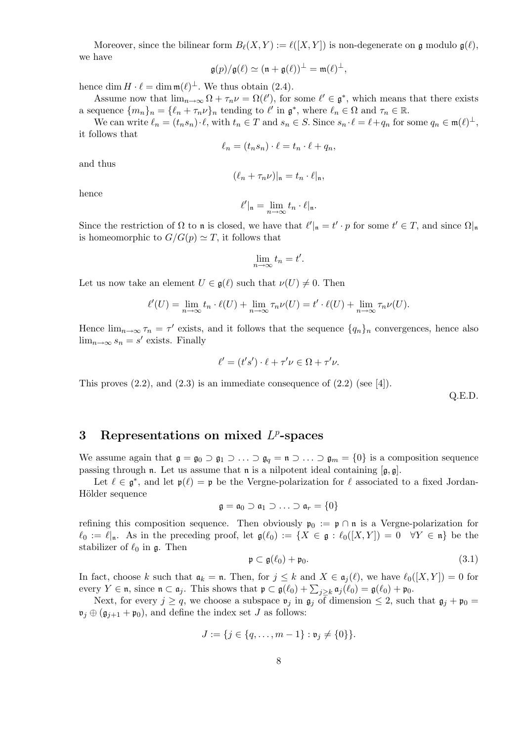Moreover, since the bilinear form $B_\ell(X,Y) := \ell([X,Y])$ is non-degenerate on $\mathfrak{g}$ modulo $\mathfrak{g}(\ell)$, we have

$$\mathfrak{g}(p)/\mathfrak{g}(\ell) \simeq (\mathfrak{n} + \mathfrak{g}(\ell))^\perp = \mathfrak{m}(\ell)^\perp,$$

hence $\dim H \cdot \ell = \dim \mathfrak{m}(\ell)^\perp$. We thus obtain (2.4).

Assume now that $\lim_{n\to\infty} \Omega + \tau_n\nu = \Omega(\ell')$, for some $\ell' \in \mathfrak{g}^*$, which means that there exists a sequence $\{m_n\}_n = \{\ell_n + \tau_n\nu\}_n$ tending to $\ell'$ in $\mathfrak{g}^*$, where $\ell_n \in \Omega$ and $\tau_n \in \mathbb{R}$.

We can write $\ell_n = (t_n s_n)\cdot \ell$, with $t_n \in T$ and $s_n \in S$. Since $s_n \cdot \ell = \ell + q_n$ for some $q_n \in \mathfrak{m}(\ell)^\perp$, it follows that

$$\ell_n = (t_n s_n)\cdot \ell = t_n \cdot \ell + q_n,$$

and thus

$$(\ell_n + \tau_n \nu)|_\mathfrak{n} = t_n \cdot \ell|_\mathfrak{n},$$

hence

$$\ell'|_\mathfrak{n} = \lim_{n\to\infty} t_n \cdot \ell|_\mathfrak{n}.$$

Since the restriction of $\Omega$ to $\mathfrak{n}$ is closed, we have that $\ell'|_\mathfrak{n} = t' \cdot p$ for some $t' \in T$, and since $\Omega|_\mathfrak{n}$ is homeomorphic to $G/G(p) \simeq T$, it follows that

$$\lim_{n\to\infty} t_n = t'.$$

Let us now take an element $U \in \mathfrak{g}(\ell)$ such that $\nu(U) \neq 0$. Then

$$\ell'(U) = \lim_{n\to\infty} t_n \cdot \ell(U) + \lim_{n\to\infty} \tau_n \nu(U) = t' \cdot \ell(U) + \lim_{n\to\infty} \tau_n \nu(U).$$

Hence $\lim_{n\to\infty} \tau_n = \tau'$ exists, and it follows that the sequence $\{q_n\}_n$ convergences, hence also $\lim_{n\to\infty} s_n = s'$ exists. Finally

$$\ell' = (t's')\cdot \ell + \tau'\nu \in \Omega + \tau'\nu.$$

This proves (2.2), and (2.3) is an immediate consequence of (2.2) (see [4]).

Q.E.D.

## 3 Representations on mixed $L^p$-spaces

We assume again that $\mathfrak{g} = \mathfrak{g}_0 \supset \mathfrak{g}_1 \supset \ldots \supset \mathfrak{g}_q = \mathfrak{n} \supset \ldots \supset \mathfrak{g}_m = \{0\}$ is a composition sequence passing through $\mathfrak{n}$. Let us assume that $\mathfrak{n}$ is a nilpotent ideal containing $[\mathfrak{g},\mathfrak{g}]$.

Let $\ell \in \mathfrak{g}^*$, and let $\mathfrak{p}(\ell) = \mathfrak{p}$ be the Vergne-polarization for $\ell$ associated to a fixed Jordan-Hölder sequence

$$\mathfrak{g} = \mathfrak{a}_0 \supset \mathfrak{a}_1 \supset \ldots \supset \mathfrak{a}_r = \{0\}$$

refining this composition sequence. Then obviously $\mathfrak{p}_0 := \mathfrak{p} \cap \mathfrak{n}$ is a Vergne-polarization for $\ell_0 := \ell|_\mathfrak{n}$. As in the preceding proof, let $\mathfrak{g}(\ell_0) := \{X \in \mathfrak{g} : \ell_0([X,Y]) = 0 \quad \forall Y \in \mathfrak{n}\}$ be the stabilizer of $\ell_0$ in $\mathfrak{g}$. Then

$$\mathfrak{p} \subset \mathfrak{g}(\ell_0) + \mathfrak{p}_0. \tag{3.1}$$

In fact, choose $k$ such that $\mathfrak{a}_k = \mathfrak{n}$. Then, for $j \leq k$ and $X \in \mathfrak{a}_j(\ell)$, we have $\ell_0([X,Y]) = 0$ for every $Y \in \mathfrak{n}$, since $\mathfrak{n} \subset \mathfrak{a}_j$. This shows that $\mathfrak{p} \subset \mathfrak{g}(\ell_0) + \sum_{j \geq k} \mathfrak{a}_j(\ell_0) = \mathfrak{g}(\ell_0) + \mathfrak{p}_0$.

Next, for every $j \geq q$, we choose a subspace $\mathfrak{v}_j$ in $\mathfrak{g}_j$ of dimension $\leq 2$, such that $\mathfrak{g}_j + \mathfrak{p}_0 = \mathfrak{v}_j \oplus (\mathfrak{g}_{j+1} + \mathfrak{p}_0)$, and define the index set $J$ as follows:

$$J := \{j \in \{q, \ldots, m-1\} : \mathfrak{v}_j \neq \{0\}\}.$$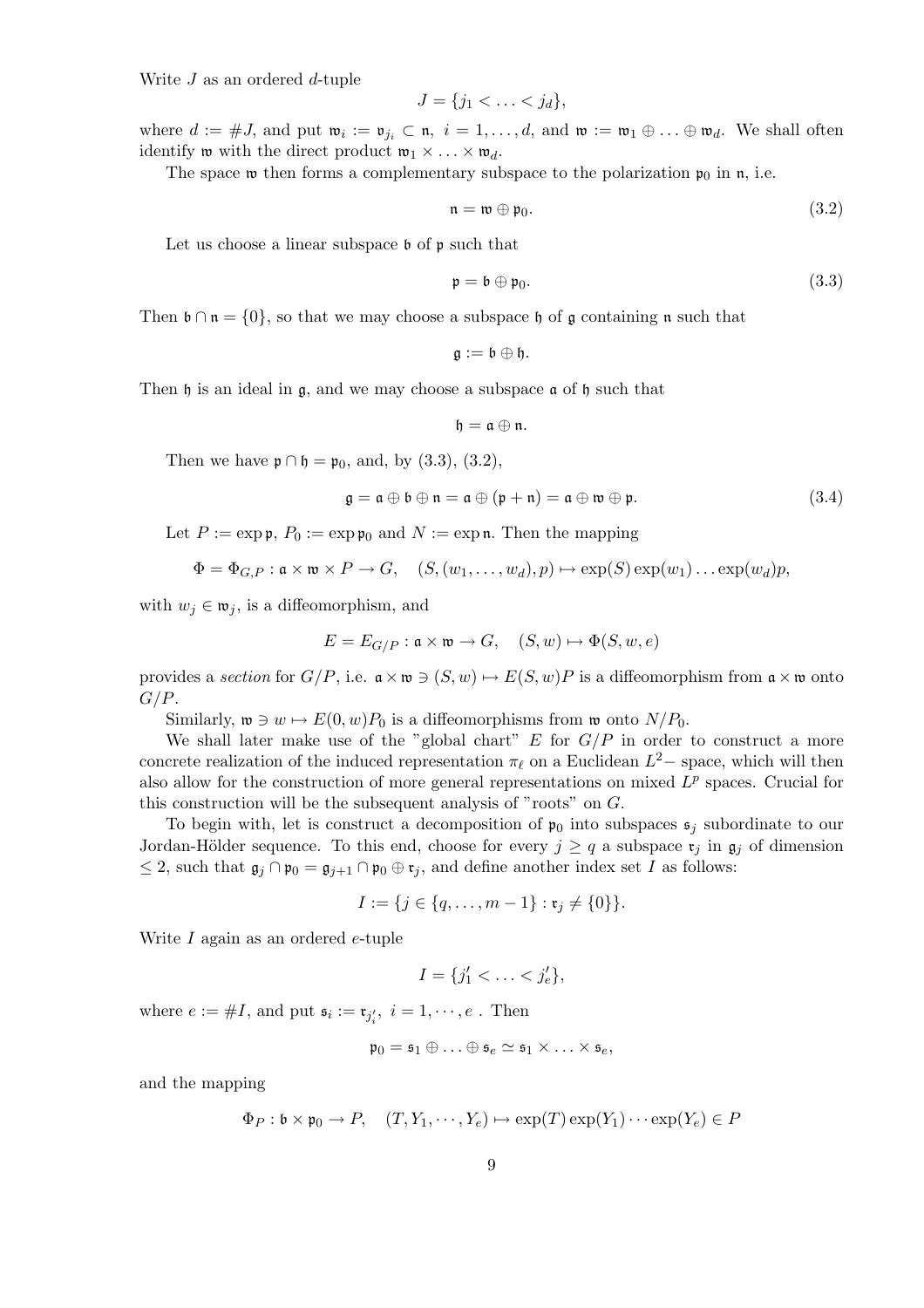Write $J$ as an ordered $d$-tuple

$$J = \{j_1 < \ldots < j_d\},$$

where $d := \#J$, and put $\mathfrak{w}_i := \mathfrak{v}_{j_i} \subset \mathfrak{n},\ i = 1, \ldots, d$, and $\mathfrak{w} := \mathfrak{w}_1 \oplus \ldots \oplus \mathfrak{w}_d$. We shall often identify $\mathfrak{w}$ with the direct product $\mathfrak{w}_1 \times \ldots \times \mathfrak{w}_d$.

The space $\mathfrak{w}$ then forms a complementary subspace to the polarization $\mathfrak{p}_0$ in $\mathfrak{n}$, i.e.

$$\mathfrak{n} = \mathfrak{w} \oplus \mathfrak{p}_0. \tag{3.2}$$

Let us choose a linear subspace $\mathfrak{b}$ of $\mathfrak{p}$ such that

$$\mathfrak{p} = \mathfrak{b} \oplus \mathfrak{p}_0. \tag{3.3}$$

Then $\mathfrak{b} \cap \mathfrak{n} = \{0\}$, so that we may choose a subspace $\mathfrak{h}$ of $\mathfrak{g}$ containing $\mathfrak{n}$ such that

$$\mathfrak{g} := \mathfrak{b} \oplus \mathfrak{h}.$$

Then $\mathfrak{h}$ is an ideal in $\mathfrak{g}$, and we may choose a subspace $\mathfrak{a}$ of $\mathfrak{h}$ such that

$$\mathfrak{h} = \mathfrak{a} \oplus \mathfrak{n}.$$

Then we have $\mathfrak{p} \cap \mathfrak{h} = \mathfrak{p}_0$, and, by (3.3), (3.2),

$$\mathfrak{g} = \mathfrak{a} \oplus \mathfrak{b} \oplus \mathfrak{n} = \mathfrak{a} \oplus (\mathfrak{p} + \mathfrak{n}) = \mathfrak{a} \oplus \mathfrak{w} \oplus \mathfrak{p}. \tag{3.4}$$

Let $P := \exp \mathfrak{p}$, $P_0 := \exp \mathfrak{p}_0$ and $N := \exp \mathfrak{n}$. Then the mapping

$$\Phi = \Phi_{G,P} : \mathfrak{a} \times \mathfrak{w} \times P \to G, \quad (S, (w_1, \ldots, w_d), p) \mapsto \exp(S)\exp(w_1)\ldots\exp(w_d)p,$$

with $w_j \in \mathfrak{w}_j$, is a diffeomorphism, and

$$E = E_{G/P} : \mathfrak{a} \times \mathfrak{w} \to G, \quad (S, w) \mapsto \Phi(S, w, e)$$

provides a *section* for $G/P$, i.e. $\mathfrak{a} \times \mathfrak{w} \ni (S, w) \mapsto E(S, w)P$ is a diffeomorphism from $\mathfrak{a} \times \mathfrak{w}$ onto $G/P$.

Similarly, $\mathfrak{w} \ni w \mapsto E(0, w)P_0$ is a diffeomorphisms from $\mathfrak{w}$ onto $N/P_0$.

We shall later make use of the "global chart" $E$ for $G/P$ in order to construct a more concrete realization of the induced representation $\pi_\ell$ on a Euclidean $L^2-$ space, which will then also allow for the construction of more general representations on mixed $L^p$ spaces. Crucial for this construction will be the subsequent analysis of "roots" on $G$.

To begin with, let is construct a decomposition of $\mathfrak{p}_0$ into subspaces $\mathfrak{s}_j$ subordinate to our Jordan-Hölder sequence. To this end, choose for every $j \geq q$ a subspace $\mathfrak{r}_j$ in $\mathfrak{g}_j$ of dimension $\leq 2$, such that $\mathfrak{g}_j \cap \mathfrak{p}_0 = \mathfrak{g}_{j+1} \cap \mathfrak{p}_0 \oplus \mathfrak{r}_j$, and define another index set $I$ as follows:

$$I := \{j \in \{q, \ldots, m-1\} : \mathfrak{r}_j \neq \{0\}\}.$$

Write $I$ again as an ordered $e$-tuple

$$I = \{j'_1 < \ldots < j'_e\},$$

where $e := \#I$, and put $\mathfrak{s}_i := \mathfrak{r}_{j'_i},\ i = 1, \cdots, e$ . Then

$$\mathfrak{p}_0 = \mathfrak{s}_1 \oplus \ldots \oplus \mathfrak{s}_e \simeq \mathfrak{s}_1 \times \ldots \times \mathfrak{s}_e,$$

and the mapping

$$\Phi_P : \mathfrak{b} \times \mathfrak{p}_0 \to P, \quad (T, Y_1, \cdots, Y_e) \mapsto \exp(T)\exp(Y_1)\cdots\exp(Y_e) \in P$$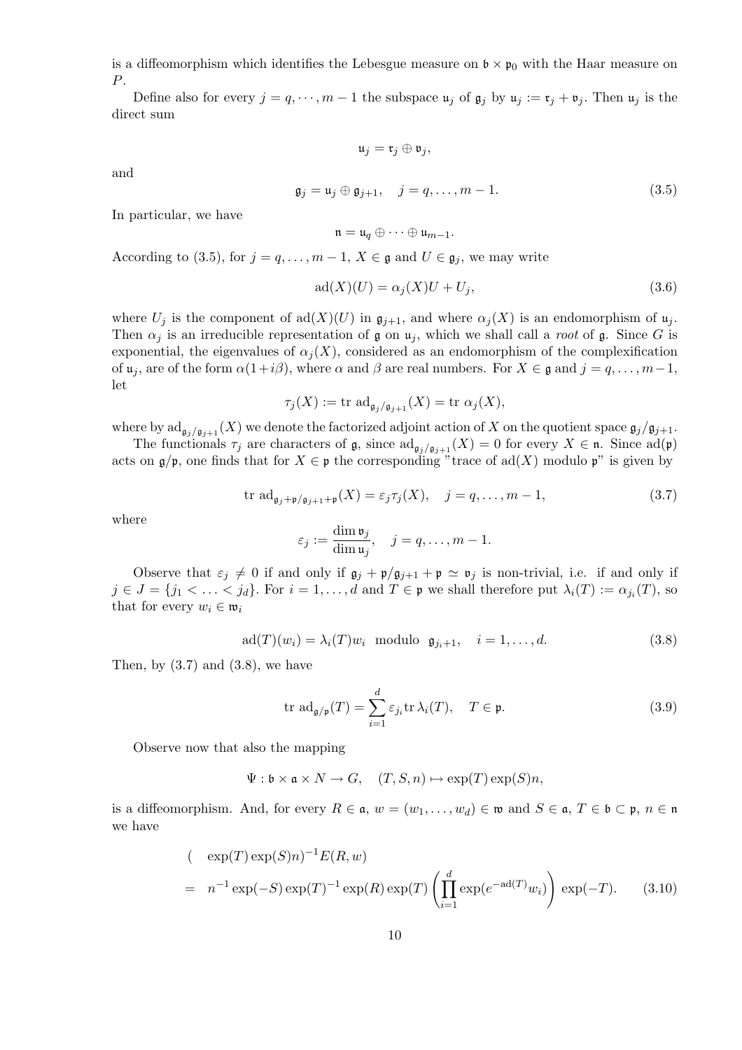is a diffeomorphism which identifies the Lebesgue measure on $\mathfrak{b} \times \mathfrak{p}_0$ with the Haar measure on $P$.

Define also for every $j = q, \cdots, m-1$ the subspace $\mathfrak{u}_j$ of $\mathfrak{g}_j$ by $\mathfrak{u}_j := \mathfrak{r}_j + \mathfrak{v}_j$. Then $\mathfrak{u}_j$ is the direct sum

$$\mathfrak{u}_j = \mathfrak{r}_j \oplus \mathfrak{v}_j,$$

and

$$\mathfrak{g}_j = \mathfrak{u}_j \oplus \mathfrak{g}_{j+1}, \quad j = q, \ldots, m-1. \tag{3.5}$$

In particular, we have

$$\mathfrak{n} = \mathfrak{u}_q \oplus \cdots \oplus \mathfrak{u}_{m-1}.$$

According to (3.5), for $j = q, \ldots, m-1$, $X \in \mathfrak{g}$ and $U \in \mathfrak{g}_j$, we may write

$$\mathrm{ad}(X)(U) = \alpha_j(X)U + U_j, \tag{3.6}$$

where $U_j$ is the component of $\mathrm{ad}(X)(U)$ in $\mathfrak{g}_{j+1}$, and where $\alpha_j(X)$ is an endomorphism of $\mathfrak{u}_j$. Then $\alpha_j$ is an irreducible representation of $\mathfrak{g}$ on $\mathfrak{u}_j$, which we shall call a *root* of $\mathfrak{g}$. Since $G$ is exponential, the eigenvalues of $\alpha_j(X)$, considered as an endomorphism of the complexification of $\mathfrak{u}_j$, are of the form $\alpha(1+i\beta)$, where $\alpha$ and $\beta$ are real numbers. For $X \in \mathfrak{g}$ and $j = q, \ldots, m-1$, let

$$\tau_j(X) := \mathrm{tr}\; \mathrm{ad}_{\mathfrak{g}_j/\mathfrak{g}_{j+1}}(X) = \mathrm{tr}\; \alpha_j(X),$$

where by $\mathrm{ad}_{\mathfrak{g}_j/\mathfrak{g}_{j+1}}(X)$ we denote the factorized adjoint action of $X$ on the quotient space $\mathfrak{g}_j/\mathfrak{g}_{j+1}$.

The functionals $\tau_j$ are characters of $\mathfrak{g}$, since $\mathrm{ad}_{\mathfrak{g}_j/\mathfrak{g}_{j+1}}(X) = 0$ for every $X \in \mathfrak{n}$. Since $\mathrm{ad}(\mathfrak{p})$ acts on $\mathfrak{g}/\mathfrak{p}$, one finds that for $X \in \mathfrak{p}$ the corresponding "trace of $\mathrm{ad}(X)$ modulo $\mathfrak{p}$" is given by

$$\mathrm{tr}\; \mathrm{ad}_{\mathfrak{g}_j+\mathfrak{p}/\mathfrak{g}_{j+1}+\mathfrak{p}}(X) = \varepsilon_j \tau_j(X), \quad j = q, \ldots, m-1, \tag{3.7}$$

where

$$\varepsilon_j := \frac{\dim \mathfrak{v}_j}{\dim \mathfrak{u}_j}, \quad j = q, \ldots, m-1.$$

Observe that $\varepsilon_j \neq 0$ if and only if $\mathfrak{g}_j + \mathfrak{p}/\mathfrak{g}_{j+1} + \mathfrak{p} \simeq \mathfrak{v}_j$ is non-trivial, i.e. if and only if $j \in J = \{j_1 < \ldots < j_d\}$. For $i = 1, \ldots, d$ and $T \in \mathfrak{p}$ we shall therefore put $\lambda_i(T) := \alpha_{j_i}(T)$, so that for every $w_i \in \mathfrak{w}_i$

$$\mathrm{ad}(T)(w_i) = \lambda_i(T)w_i \;\text{ modulo }\; \mathfrak{g}_{j_i+1}, \quad i = 1, \ldots, d. \tag{3.8}$$

Then, by (3.7) and (3.8), we have

$$\mathrm{tr}\; \mathrm{ad}_{\mathfrak{g}/\mathfrak{p}}(T) = \sum_{i=1}^{d} \varepsilon_{j_i} \mathrm{tr}\, \lambda_i(T), \quad T \in \mathfrak{p}. \tag{3.9}$$

Observe now that also the mapping

$$\Psi : \mathfrak{b} \times \mathfrak{a} \times N \to G, \quad (T, S, n) \mapsto \exp(T)\exp(S)n,$$

is a diffeomorphism. And, for every $R \in \mathfrak{a}$, $w = (w_1, \ldots, w_d) \in \mathfrak{w}$ and $S \in \mathfrak{a}$, $T \in \mathfrak{b} \subset \mathfrak{p}$, $n \in \mathfrak{n}$ we have

$$\begin{aligned} ( \quad & \exp(T)\exp(S)n)^{-1} E(R, w) \\ = \quad & n^{-1}\exp(-S)\exp(T)^{-1}\exp(R)\exp(T)\left(\prod_{i=1}^{d}\exp(e^{-\mathrm{ad}(T)}w_i)\right)\exp(-T). \end{aligned} \tag{3.10}$$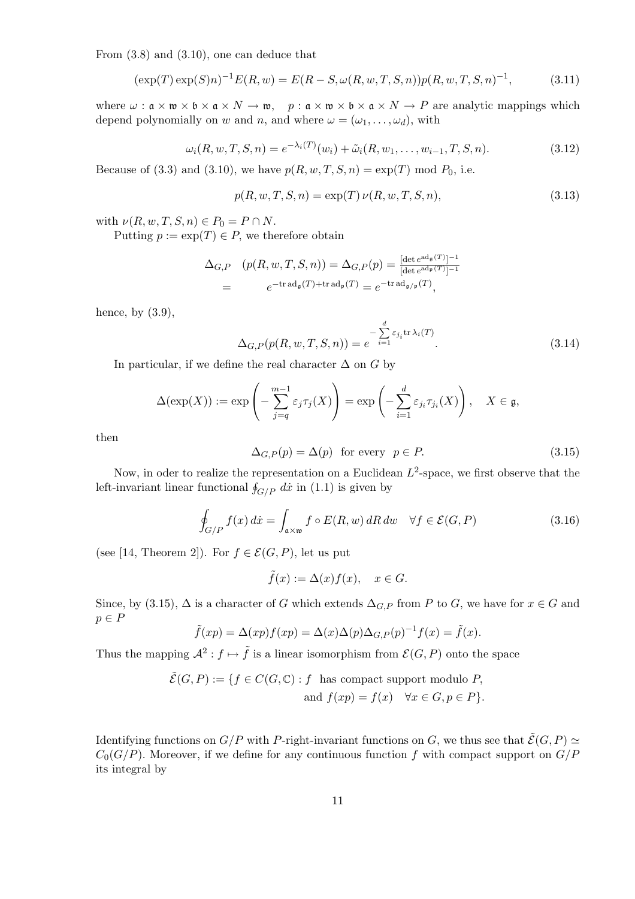From (3.8) and (3.10), one can deduce that

$$(\exp(T)\exp(S)n)^{-1}E(R,w) = E(R-S,\omega(R,w,T,S,n))p(R,w,T,S,n)^{-1}, \tag{3.11}$$

where $\omega : \mathfrak{a}\times\mathfrak{w}\times\mathfrak{b}\times\mathfrak{a}\times N \to \mathfrak{w}$, $\quad p : \mathfrak{a}\times\mathfrak{w}\times\mathfrak{b}\times\mathfrak{a}\times N \to P$ are analytic mappings which depend polynomially on $w$ and $n$, and where $\omega = (\omega_1,\dots,\omega_d)$, with

$$\omega_i(R,w,T,S,n) = e^{-\lambda_i(T)}(w_i) + \tilde{\omega}_i(R,w_1,\dots,w_{i-1},T,S,n). \tag{3.12}$$

Because of (3.3) and (3.10), we have $p(R,w,T,S,n) = \exp(T) \bmod P_0$, i.e.

$$p(R,w,T,S,n) = \exp(T)\,\nu(R,w,T,S,n), \tag{3.13}$$

with $\nu(R,w,T,S,n) \in P_0 = P\cap N$.

Putting $p := \exp(T) \in P$, we therefore obtain

$$\begin{aligned}\Delta_{G,P} \quad (p(R,w,T,S,n)) &= \Delta_{G,P}(p) = \tfrac{[\det e^{\mathrm{ad}_{\mathfrak{g}}(T)}]^{-1}}{[\det e^{\mathrm{ad}_{\mathfrak{p}}(T)}]^{-1}} \\ &= \qquad e^{-\mathrm{tr}\,\mathrm{ad}_{\mathfrak{g}}(T)+\mathrm{tr}\,\mathrm{ad}_{\mathfrak{p}}(T)} = e^{-\mathrm{tr}\,\mathrm{ad}_{\mathfrak{g}/\mathfrak{p}}(T)},\end{aligned}$$

hence, by (3.9),

$$\Delta_{G,P}(p(R,w,T,S,n)) = e^{-\sum\limits_{i=1}^{d}\varepsilon_{j_i}\mathrm{tr}\,\lambda_i(T)}. \tag{3.14}$$

In particular, if we define the real character $\Delta$ on $G$ by

$$\Delta(\exp(X)) := \exp\left(-\sum_{j=q}^{m-1}\varepsilon_j\tau_j(X)\right) = \exp\left(-\sum_{i=1}^{d}\varepsilon_{j_i}\tau_{j_i}(X)\right), \quad X\in\mathfrak{g},$$

then

$$\Delta_{G,P}(p) = \Delta(p) \;\; \text{for every} \;\; p\in P. \tag{3.15}$$

Now, in oder to realize the representation on a Euclidean $L^2$-space, we first observe that the left-invariant linear functional $\oint_{G/P} d\dot{x}$ in (1.1) is given by

$$\oint_{G/P} f(x)\,d\dot{x} = \int_{\mathfrak{a}\times\mathfrak{w}} f\circ E(R,w)\,dR\,dw \quad \forall f\in\mathcal{E}(G,P) \tag{3.16}$$

(see [14, Theorem 2]). For $f\in\mathcal{E}(G,P)$, let us put

$$\tilde{f}(x) := \Delta(x)f(x), \quad x\in G.$$

Since, by (3.15), $\Delta$ is a character of $G$ which extends $\Delta_{G,P}$ from $P$ to $G$, we have for $x\in G$ and $p\in P$

$$\tilde{f}(xp) = \Delta(xp)f(xp) = \Delta(x)\Delta(p)\Delta_{G,P}(p)^{-1}f(x) = \tilde{f}(x).$$

Thus the mapping $\mathcal{A}^2 : f\mapsto\tilde{f}$ is a linear isomorphism from $\mathcal{E}(G,P)$ onto the space

$$\begin{aligned}\tilde{\mathcal{E}}(G,P) := \{f\in C(G,\mathbb{C}) : f \;\; &\text{has compact support modulo } P, \\ &\text{and } f(xp) = f(x) \quad \forall x\in G, p\in P\}.\end{aligned}$$

Identifying functions on $G/P$ with $P$-right-invariant functions on $G$, we thus see that $\tilde{\mathcal{E}}(G,P) \simeq C_0(G/P)$. Moreover, if we define for any continuous function $f$ with compact support on $G/P$ its integral by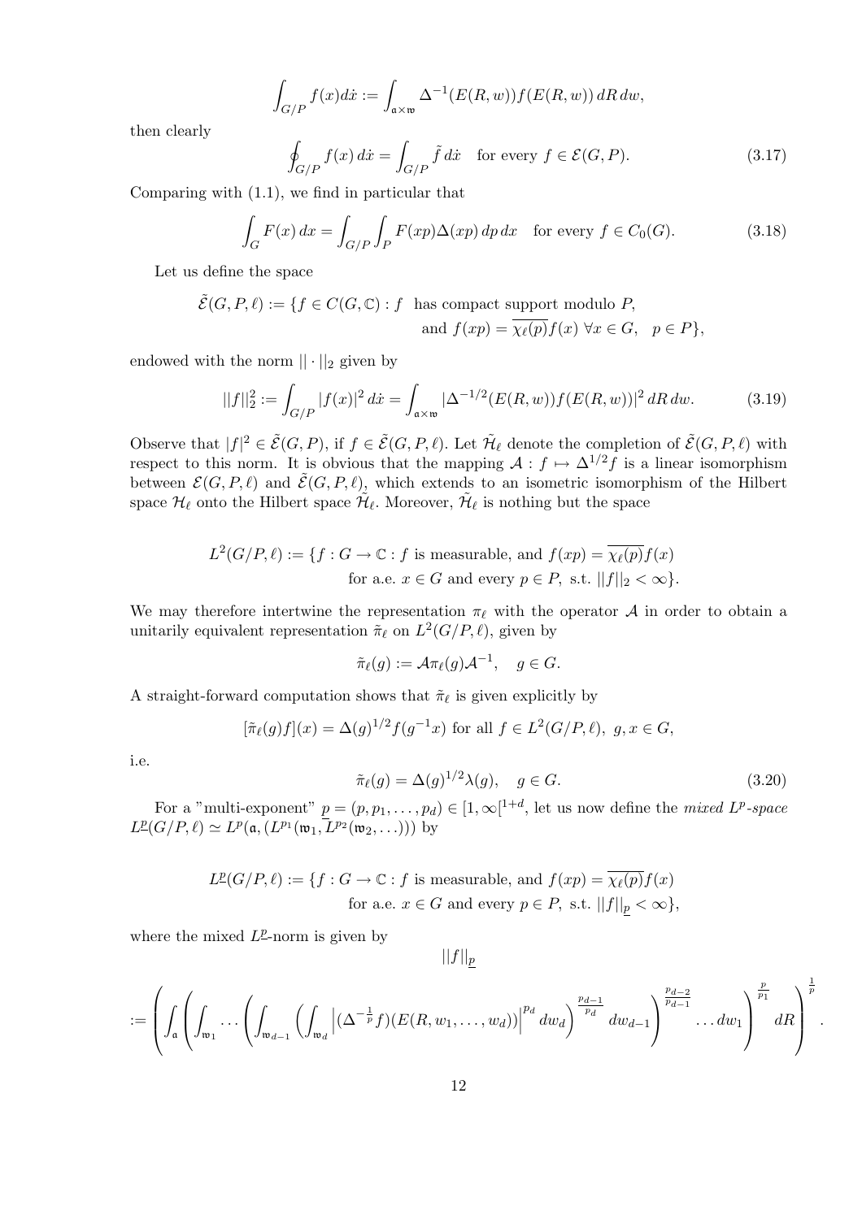$$\int_{G/P} f(x)d\dot{x} := \int_{\mathfrak{a}\times\mathfrak{w}} \Delta^{-1}(E(R,w))f(E(R,w))\,dR\,dw,$$

then clearly

$$\oint_{G/P} f(x)\,d\dot{x} = \int_{G/P} \tilde{f}\,d\dot{x} \quad \text{for every } f \in \mathcal{E}(G,P). \tag{3.17}$$

Comparing with (1.1), we find in particular that

$$\int_G F(x)\,dx = \int_{G/P}\int_P F(xp)\Delta(xp)\,dp\,dx \quad \text{for every } f \in C_0(G). \tag{3.18}$$

Let us define the space

$$\tilde{\mathcal{E}}(G,P,\ell) := \{f \in C(G,\mathbb{C}) : f \text{ has compact support modulo } P, \text{ and } f(xp) = \overline{\chi_\ell(p)}f(x)\ \forall x \in G,\quad p \in P\},$$

endowed with the norm $||\cdot||_2$ given by

$$||f||_2^2 := \int_{G/P} |f(x)|^2\,d\dot{x} = \int_{\mathfrak{a}\times\mathfrak{w}} |\Delta^{-1/2}(E(R,w))f(E(R,w))|^2\,dR\,dw. \tag{3.19}$$

Observe that $|f|^2 \in \tilde{\mathcal{E}}(G,P)$, if $f \in \tilde{\mathcal{E}}(G,P,\ell)$. Let $\tilde{\mathcal{H}}_\ell$ denote the completion of $\tilde{\mathcal{E}}(G,P,\ell)$ with respect to this norm. It is obvious that the mapping $\mathcal{A} : f \mapsto \Delta^{1/2}f$ is a linear isomorphism between $\mathcal{E}(G,P,\ell)$ and $\tilde{\mathcal{E}}(G,P,\ell)$, which extends to an isometric isomorphism of the Hilbert space $\mathcal{H}_\ell$ onto the Hilbert space $\tilde{\mathcal{H}}_\ell$. Moreover, $\tilde{\mathcal{H}}_\ell$ is nothing but the space

$$L^2(G/P,\ell) := \{f : G \to \mathbb{C} : f \text{ is measurable, and } f(xp) = \overline{\chi_\ell(p)}f(x) \text{ for a.e. } x \in G \text{ and every } p \in P,\ \text{s.t. } ||f||_2 < \infty\}.$$

We may therefore intertwine the representation $\pi_\ell$ with the operator $\mathcal{A}$ in order to obtain a unitarily equivalent representation $\tilde{\pi}_\ell$ on $L^2(G/P,\ell)$, given by

$$\tilde{\pi}_\ell(g) := \mathcal{A}\pi_\ell(g)\mathcal{A}^{-1}, \quad g \in G.$$

A straight-forward computation shows that $\tilde{\pi}_\ell$ is given explicitly by

$$[\tilde{\pi}_\ell(g)f](x) = \Delta(g)^{1/2}f(g^{-1}x) \text{ for all } f \in L^2(G/P,\ell),\ g,x \in G,$$

i.e.

$$\tilde{\pi}_\ell(g) = \Delta(g)^{1/2}\lambda(g), \quad g \in G. \tag{3.20}$$

For a "multi-exponent" $\underline{p} = (p,p_1,\ldots,p_d) \in [1,\infty[^{1+d}$, let us now define the *mixed $L^p$-space* $L^{\underline{p}}(G/P,\ell) \simeq L^p(\mathfrak{a},(L^{p_1}(\mathfrak{w}_1,L^{p_2}(\mathfrak{w}_2,\ldots)))$ by

$$L^{\underline{p}}(G/P,\ell) := \{f : G \to \mathbb{C} : f \text{ is measurable, and } f(xp) = \overline{\chi_\ell(p)}f(x) \text{ for a.e. } x \in G \text{ and every } p \in P,\ \text{s.t. } ||f||_{\underline{p}} < \infty\},$$

where the mixed $L^{\underline{p}}$-norm is given by

$$||f||_{\underline{p}}$$

$$:= \left(\int_{\mathfrak{a}}\left(\int_{\mathfrak{w}_1}\cdots\left(\int_{\mathfrak{w}_{d-1}}\left(\int_{\mathfrak{w}_d}\left|(\Delta^{-\frac{1}{p}}f)(E(R,w_1,\ldots,w_d))\right|^{p_d}dw_d\right)^{\frac{p_{d-1}}{p_d}}dw_{d-1}\right)^{\frac{p_{d-2}}{p_{d-1}}}\ldots dw_1\right)^{\frac{p}{p_1}}dR\right)^{\frac{1}{p}}.$$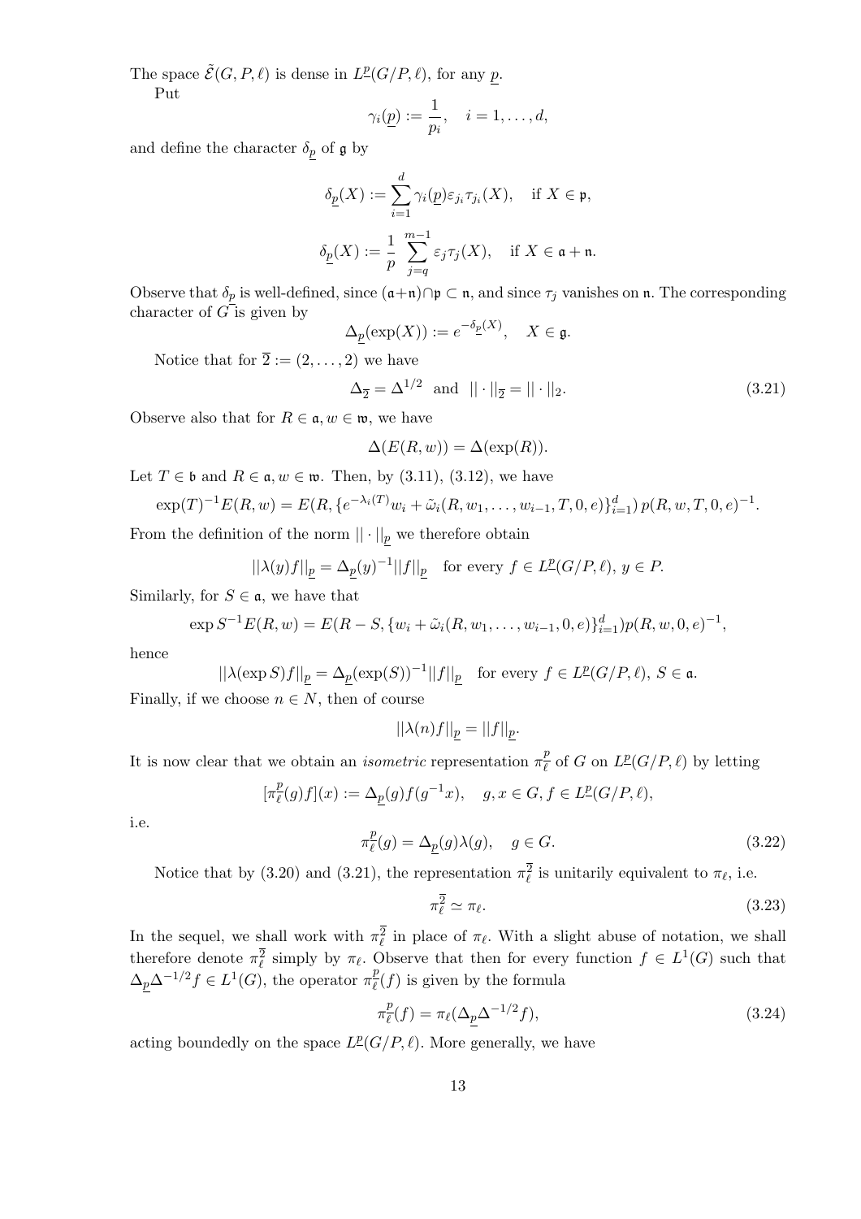The space $\tilde{\mathcal{E}}(G, P, \ell)$ is dense in $L^{\underline{p}}(G/P, \ell)$, for any $\underline{p}$.

Put

$$\gamma_i(\underline{p}) := \frac{1}{p_i}, \quad i = 1, \ldots, d,$$

and define the character $\delta_{\underline{p}}$ of $\mathfrak{g}$ by

$$\delta_{\underline{p}}(X) := \sum_{i=1}^{d} \gamma_i(\underline{p}) \varepsilon_{j_i} \tau_{j_i}(X), \quad \text{if } X \in \mathfrak{p},$$

$$\delta_{\underline{p}}(X) := \frac{1}{p} \sum_{j=q}^{m-1} \varepsilon_j \tau_j(X), \quad \text{if } X \in \mathfrak{a} + \mathfrak{n}.$$

Observe that $\delta_{\underline{p}}$ is well-defined, since $(\mathfrak{a}+\mathfrak{n}) \cap \mathfrak{p} \subset \mathfrak{n}$, and since $\tau_j$ vanishes on $\mathfrak{n}$. The corresponding character of $G$ is given by

$$\Delta_{\underline{p}}(\exp(X)) := e^{-\delta_{\underline{p}}(X)}, \quad X \in \mathfrak{g}.$$

Notice that for $\overline{2} := (2, \ldots, 2)$ we have

$$\Delta_{\overline{2}} = \Delta^{1/2} \text{ and } ||\cdot||_{\overline{2}} = ||\cdot||_2. \tag{3.21}$$

Observe also that for $R \in \mathfrak{a}, w \in \mathfrak{w}$, we have

$$\Delta(E(R, w)) = \Delta(\exp(R)).$$

Let $T \in \mathfrak{b}$ and $R \in \mathfrak{a}, w \in \mathfrak{w}$. Then, by (3.11), (3.12), we have

$$\exp(T)^{-1} E(R, w) = E(R, \{e^{-\lambda_i(T)} w_i + \tilde{\omega}_i(R, w_1, \ldots, w_{i-1}, T, 0, e)\}_{i=1}^{d})\, p(R, w, T, 0, e)^{-1}.$$

From the definition of the norm $||\cdot||_{\underline{p}}$ we therefore obtain

$$||\lambda(y)f||_{\underline{p}} = \Delta_{\underline{p}}(y)^{-1} ||f||_{\underline{p}} \quad \text{for every } f \in L^{\underline{p}}(G/P, \ell),\, y \in P.$$

Similarly, for $S \in \mathfrak{a}$, we have that

$$\exp S^{-1} E(R, w) = E(R - S, \{w_i + \tilde{\omega}_i(R, w_1, \ldots, w_{i-1}, 0, e)\}_{i=1}^{d}) p(R, w, 0, e)^{-1},$$

hence

$$||\lambda(\exp S)f||_{\underline{p}} = \Delta_{\underline{p}}(\exp(S))^{-1} ||f||_{\underline{p}} \quad \text{for every } f \in L^{\underline{p}}(G/P, \ell),\, S \in \mathfrak{a}.$$

Finally, if we choose $n \in N$, then of course

$$||\lambda(n)f||_{\underline{p}} = ||f||_{\underline{p}}.$$

It is now clear that we obtain an *isometric* representation $\pi_\ell^{\underline{p}}$ of $G$ on $L^{\underline{p}}(G/P, \ell)$ by letting

$$[\pi_\ell^{\underline{p}}(g)f](x) := \Delta_{\underline{p}}(g) f(g^{-1}x), \quad g, x \in G, f \in L^{\underline{p}}(G/P, \ell),$$

i.e.

$$\pi_\ell^{\underline{p}}(g) = \Delta_{\underline{p}}(g) \lambda(g), \quad g \in G. \tag{3.22}$$

Notice that by (3.20) and (3.21), the representation $\pi_\ell^{\overline{2}}$ is unitarily equivalent to $\pi_\ell$, i.e.

$$\pi_\ell^{\overline{2}} \simeq \pi_\ell. \tag{3.23}$$

In the sequel, we shall work with $\pi_\ell^{\overline{2}}$ in place of $\pi_\ell$. With a slight abuse of notation, we shall therefore denote $\pi_\ell^{\overline{2}}$ simply by $\pi_\ell$. Observe that then for every function $f \in L^1(G)$ such that $\Delta_{\underline{p}} \Delta^{-1/2} f \in L^1(G)$, the operator $\pi_\ell^{\underline{p}}(f)$ is given by the formula

$$\pi_\ell^{\underline{p}}(f) = \pi_\ell(\Delta_{\underline{p}} \Delta^{-1/2} f), \tag{3.24}$$

acting boundedly on the space $L^{\underline{p}}(G/P, \ell)$. More generally, we have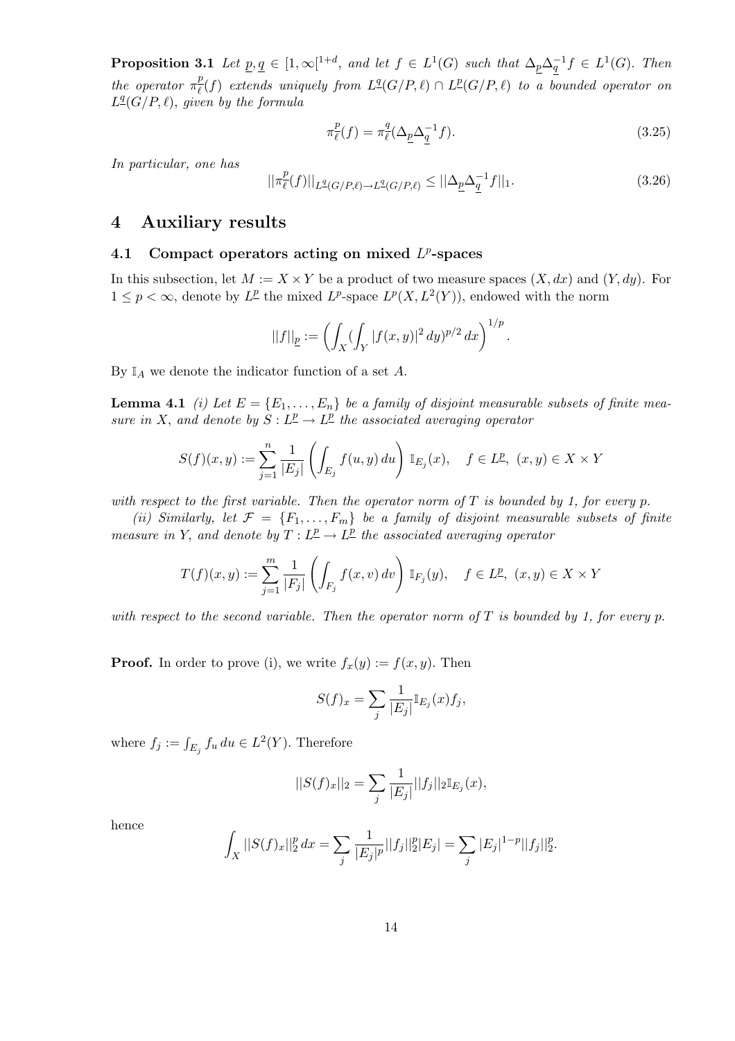**Proposition 3.1** *Let $\underline{p}, \underline{q} \in [1, \infty[^{1+d}$, and let $f \in L^1(G)$ such that $\Delta_{\underline{p}} \Delta_{\underline{q}}^{-1} f \in L^1(G)$. Then the operator $\pi_\ell^{\underline{p}}(f)$ extends uniquely from $L^{\underline{q}}(G/P, \ell) \cap L^{\underline{p}}(G/P, \ell)$ to a bounded operator on $L^{\underline{q}}(G/P, \ell)$, given by the formula*

$$\pi_\ell^{\underline{p}}(f) = \pi_\ell^{\underline{q}}(\Delta_{\underline{p}} \Delta_{\underline{q}}^{-1} f). \tag{3.25}$$

*In particular, one has*

$$||\pi_\ell^{\underline{p}}(f)||_{L^{\underline{q}}(G/P,\ell) \to L^{\underline{q}}(G/P,\ell)} \leq ||\Delta_{\underline{p}} \Delta_{\underline{q}}^{-1} f||_1. \tag{3.26}$$

# 4 Auxiliary results

## 4.1 Compact operators acting on mixed $L^p$-spaces

In this subsection, let $M := X \times Y$ be a product of two measure spaces $(X, dx)$ and $(Y, dy)$. For $1 \leq p < \infty$, denote by $L^{\underline{p}}$ the mixed $L^p$-space $L^p(X, L^2(Y))$, endowed with the norm

$$||f||_{\underline{p}} := \left( \int_X (\int_Y |f(x,y)|^2 \, dy)^{p/2} \, dx \right)^{1/p}.$$

By $\mathbb{I}_A$ we denote the indicator function of a set $A$.

**Lemma 4.1** *(i) Let $E = \{E_1, \ldots, E_n\}$ be a family of disjoint measurable subsets of finite measure in $X$, and denote by $S : L^{\underline{p}} \to L^{\underline{p}}$ the associated averaging operator*

$$S(f)(x,y) := \sum_{j=1}^n \frac{1}{|E_j|} \left( \int_{E_j} f(u,y) \, du \right) \mathbb{I}_{E_j}(x), \quad f \in L^{\underline{p}}, \ (x,y) \in X \times Y$$

*with respect to the first variable. Then the operator norm of $T$ is bounded by 1, for every $p$.*

*(ii) Similarly, let $\mathcal{F} = \{F_1, \ldots, F_m\}$ be a family of disjoint measurable subsets of finite measure in $Y$, and denote by $T : L^{\underline{p}} \to L^{\underline{p}}$ the associated averaging operator*

$$T(f)(x,y) := \sum_{j=1}^m \frac{1}{|F_j|} \left( \int_{F_j} f(x,v) \, dv \right) \mathbb{I}_{F_j}(y), \quad f \in L^{\underline{p}}, \ (x,y) \in X \times Y$$

*with respect to the second variable. Then the operator norm of $T$ is bounded by 1, for every $p$.*

**Proof.** In order to prove (i), we write $f_x(y) := f(x,y)$. Then

$$S(f)_x = \sum_j \frac{1}{|E_j|} \mathbb{I}_{E_j}(x) f_j,$$

where $f_j := \int_{E_j} f_u \, du \in L^2(Y)$. Therefore

$$||S(f)_x||_2 = \sum_j \frac{1}{|E_j|} ||f_j||_2 \mathbb{I}_{E_j}(x),$$

hence

$$\int_X ||S(f)_x||_2^p \, dx = \sum_j \frac{1}{|E_j|^p} ||f_j||_2^p |E_j| = \sum_j |E_j|^{1-p} ||f_j||_2^p.$$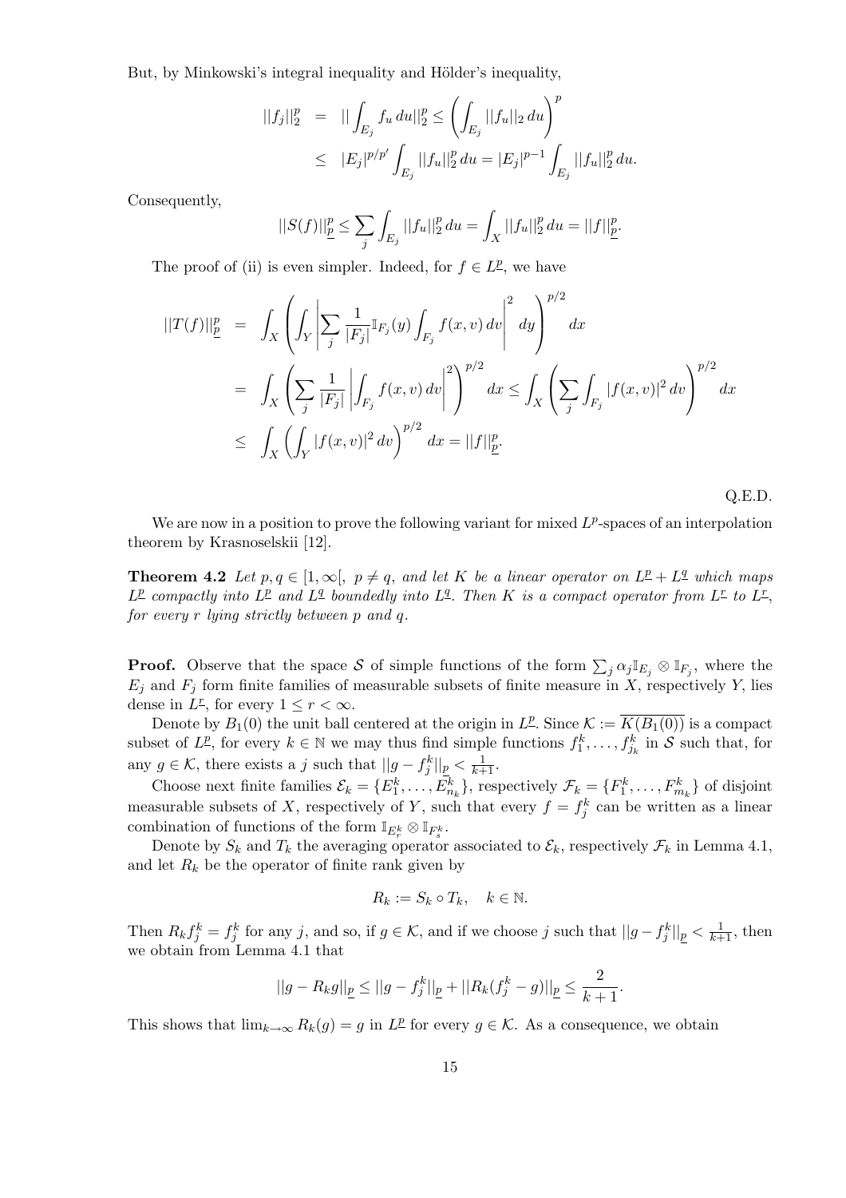But, by Minkowski's integral inequality and Hölder's inequality,

$$
\begin{aligned}
||f_j||_2^p &= ||\int_{E_j} f_u \, du||_2^p \leq \left( \int_{E_j} ||f_u||_2 \, du \right)^p \\
&\leq |E_j|^{p/p'} \int_{E_j} ||f_u||_2^p \, du = |E_j|^{p-1} \int_{E_j} ||f_u||_2^p \, du.
\end{aligned}
$$

Consequently,

$$
||S(f)||_{\underline{p}}^p \leq \sum_j \int_{E_j} ||f_u||_2^p \, du = \int_X ||f_u||_2^p \, du = ||f||_{\underline{p}}^p.
$$

The proof of (ii) is even simpler. Indeed, for $f \in L^{\underline{p}}$, we have

$$
\begin{aligned}
||T(f)||_{\underline{p}}^p &= \int_X \left( \int_Y \left| \sum_j \frac{1}{|F_j|} \mathbb{I}_{F_j}(y) \int_{F_j} f(x,v) \, dv \right|^2 dy \right)^{p/2} dx \\
&= \int_X \left( \sum_j \frac{1}{|F_j|} \left| \int_{F_j} f(x,v) \, dv \right|^2 \right)^{p/2} dx \leq \int_X \left( \sum_j \int_{F_j} |f(x,v)|^2 \, dv \right)^{p/2} dx \\
&\leq \int_X \left( \int_Y |f(x,v)|^2 \, dv \right)^{p/2} dx = ||f||_{\underline{p}}^p.
\end{aligned}
$$

Q.E.D.

We are now in a position to prove the following variant for mixed $L^p$-spaces of an interpolation theorem by Krasnoselskii [12].

**Theorem 4.2** *Let $p, q \in [1, \infty[, \; p \neq q$, and let $K$ be a linear operator on $L^{\underline{p}} + L^{\underline{q}}$ which maps $L^{\underline{p}}$ compactly into $L^{\underline{p}}$ and $L^{\underline{q}}$ boundedly into $L^{\underline{q}}$. Then $K$ is a compact operator from $L^{\underline{r}}$ to $L^{\underline{r}}$, for every $r$ lying strictly between $p$ and $q$.*

**Proof.** Observe that the space $\mathcal{S}$ of simple functions of the form $\sum_j \alpha_j \mathbb{I}_{E_j} \otimes \mathbb{I}_{F_j}$, where the $E_j$ and $F_j$ form finite families of measurable subsets of finite measure in $X$, respectively $Y$, lies dense in $L^{\underline{r}}$, for every $1 \leq r < \infty$.

Denote by $B_1(0)$ the unit ball centered at the origin in $L^{\underline{p}}$. Since $\mathcal{K} := \overline{K(B_1(0))}$ is a compact subset of $L^{\underline{p}}$, for every $k \in \mathbb{N}$ we may thus find simple functions $f_1^k, \ldots, f_{j_k}^k$ in $\mathcal{S}$ such that, for any $g \in \mathcal{K}$, there exists a $j$ such that $||g - f_j^k||_{\underline{p}} < \frac{1}{k+1}$.

Choose next finite families $\mathcal{E}_k = \{E_1^k, \ldots, E_{n_k}^k\}$, respectively $\mathcal{F}_k = \{F_1^k, \ldots, F_{m_k}^k\}$ of disjoint measurable subsets of $X$, respectively of $Y$, such that every $f = f_j^k$ can be written as a linear combination of functions of the form $\mathbb{I}_{E_r^k} \otimes \mathbb{I}_{F_s^k}$.

Denote by $S_k$ and $T_k$ the averaging operator associated to $\mathcal{E}_k$, respectively $\mathcal{F}_k$ in Lemma 4.1, and let $R_k$ be the operator of finite rank given by

$$
R_k := S_k \circ T_k, \quad k \in \mathbb{N}.
$$

Then $R_k f_j^k = f_j^k$ for any $j$, and so, if $g \in \mathcal{K}$, and if we choose $j$ such that $||g - f_j^k||_{\underline{p}} < \frac{1}{k+1}$, then we obtain from Lemma 4.1 that

$$
||g - R_k g||_{\underline{p}} \leq ||g - f_j^k||_{\underline{p}} + ||R_k(f_j^k - g)||_{\underline{p}} \leq \frac{2}{k+1}.
$$

This shows that $\lim_{k \to \infty} R_k(g) = g$ in $L^{\underline{p}}$ for every $g \in \mathcal{K}$. As a consequence, we obtain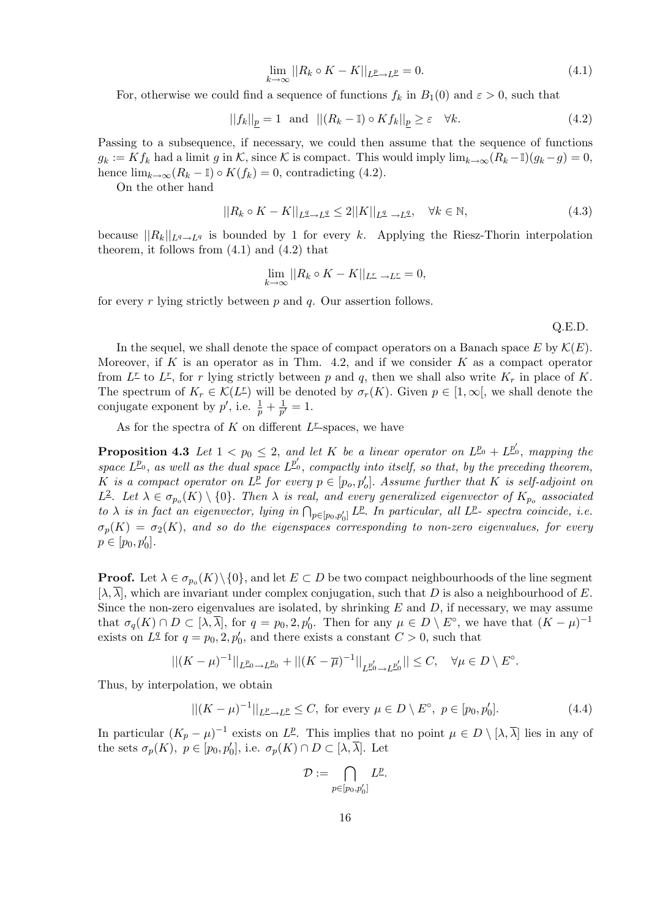$$\lim_{k\to\infty} ||R_k \circ K - K||_{L^{\underline{p}} \to L^{\underline{p}}} = 0. \tag{4.1}$$

For, otherwise we could find a sequence of functions $f_k$ in $B_1(0)$ and $\varepsilon > 0$, such that

$$||f_k||_{\underline{p}} = 1 \text{ and } ||(R_k - \mathbb{I}) \circ K f_k||_{\underline{p}} \geq \varepsilon \quad \forall k. \tag{4.2}$$

Passing to a subsequence, if necessary, we could then assume that the sequence of functions $g_k := K f_k$ had a limit $g$ in $\mathcal{K}$, since $\mathcal{K}$ is compact. This would imply $\lim_{k\to\infty}(R_k - \mathbb{I})(g_k - g) = 0$, hence $\lim_{k\to\infty}(R_k - \mathbb{I}) \circ K(f_k) = 0$, contradicting (4.2).

On the other hand

$$||R_k \circ K - K||_{L^{\underline{q}} \to L^{\underline{q}}} \leq 2||K||_{L^{\underline{q}} \to L^{\underline{q}}}, \quad \forall k \in \mathbb{N}, \tag{4.3}$$

because $||R_k||_{L^q \to L^q}$ is bounded by 1 for every $k$. Applying the Riesz-Thorin interpolation theorem, it follows from (4.1) and (4.2) that

$$\lim_{k\to\infty} ||R_k \circ K - K||_{L^{\underline{r}} \to L^{\underline{r}}} = 0,$$

for every $r$ lying strictly between $p$ and $q$. Our assertion follows.

Q.E.D.

In the sequel, we shall denote the space of compact operators on a Banach space $E$ by $\mathcal{K}(E)$. Moreover, if $K$ is an operator as in Thm. 4.2, and if we consider $K$ as a compact operator from $L^{\underline{r}}$ to $L^{\underline{r}}$, for $r$ lying strictly between $p$ and $q$, then we shall also write $K_r$ in place of $K$. The spectrum of $K_r \in \mathcal{K}(L^{\underline{r}})$ will be denoted by $\sigma_r(K)$. Given $p \in [1, \infty[$, we shall denote the conjugate exponent by $p'$, i.e. $\frac{1}{p} + \frac{1}{p'} = 1$.

As for the spectra of $K$ on different $L^{\underline{r}}$-spaces, we have

**Proposition 4.3** *Let $1 < p_0 \leq 2$, and let $K$ be a linear operator on $L^{\underline{p}_0} + L^{\underline{p}'_0}$, mapping the space $L^{\underline{p}_0}$, as well as the dual space $L^{\underline{p}'_0}$, compactly into itself, so that, by the preceding theorem, $K$ is a compact operator on $L^{\underline{p}}$ for every $p \in [p_o, p'_o]$. Assume further that $K$ is self-adjoint on $L^{\underline{2}}$. Let $\lambda \in \sigma_{p_o}(K) \setminus \{0\}$. Then $\lambda$ is real, and every generalized eigenvector of $K_{p_o}$ associated to $\lambda$ is in fact an eigenvector, lying in $\bigcap_{p\in[p_0,p'_0]} L^{\underline{p}}$. In particular, all $L^{\underline{p}}$- spectra coincide, i.e. $\sigma_p(K) = \sigma_2(K)$, and so do the eigenspaces corresponding to non-zero eigenvalues, for every $p \in [p_0, p'_0]$.*

**Proof.** Let $\lambda \in \sigma_{p_o}(K)\setminus\{0\}$, and let $E \subset D$ be two compact neighbourhoods of the line segment $[\lambda, \overline{\lambda}]$, which are invariant under complex conjugation, such that $D$ is also a neighbourhood of $E$. Since the non-zero eigenvalues are isolated, by shrinking $E$ and $D$, if necessary, we may assume that $\sigma_q(K) \cap D \subset [\lambda, \overline{\lambda}]$, for $q = p_0, 2, p'_0$. Then for any $\mu \in D \setminus E^\circ$, we have that $(K - \mu)^{-1}$ exists on $L^{\underline{q}}$ for $q = p_0, 2, p'_0$, and there exists a constant $C > 0$, such that

$$||(K - \mu)^{-1}||_{L^{\underline{p}_0} \to L^{\underline{p}_0}} + ||(K - \overline{\mu})^{-1}||_{L^{\underline{p}'_0} \to L^{\underline{p}'_0}}|| \leq C, \quad \forall \mu \in D \setminus E^\circ.$$

Thus, by interpolation, we obtain

$$||(K - \mu)^{-1}||_{L^{\underline{p}} \to L^{\underline{p}}} \leq C, \text{ for every } \mu \in D \setminus E^\circ, \ p \in [p_0, p'_0]. \tag{4.4}$$

In particular $(K_p - \mu)^{-1}$ exists on $L^{\underline{p}}$. This implies that no point $\mu \in D \setminus [\lambda, \overline{\lambda}]$ lies in any of the sets $\sigma_p(K)$, $p \in [p_0, p'_0]$, i.e. $\sigma_p(K) \cap D \subset [\lambda, \overline{\lambda}]$. Let

$$\mathcal{D} := \bigcap_{p\in[p_0,p'_0]} L^{\underline{p}}.$$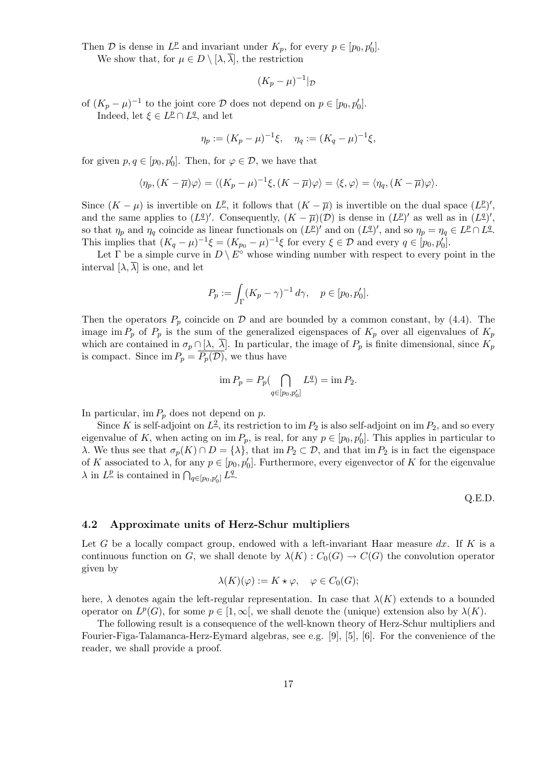Then $\mathcal{D}$ is dense in $L^{\underline{p}}$ and invariant under $K_p$, for every $p \in [p_0, p_0']$.

We show that, for $\mu \in D \setminus [\lambda, \overline{\lambda}]$, the restriction

$$(K_p - \mu)^{-1}|_{\mathcal{D}}$$

of $(K_p - \mu)^{-1}$ to the joint core $\mathcal{D}$ does not depend on $p \in [p_0, p_0']$.

Indeed, let $\xi \in L^{\underline{p}} \cap L^{\underline{q}}$, and let

$$\eta_p := (K_p - \mu)^{-1}\xi, \quad \eta_q := (K_q - \mu)^{-1}\xi,$$

for given $p, q \in [p_0, p_0']$. Then, for $\varphi \in \mathcal{D}$, we have that

$$\langle \eta_p, (K - \overline{\mu})\varphi \rangle = \langle (K_p - \mu)^{-1}\xi, (K - \overline{\mu})\varphi \rangle = \langle \xi, \varphi \rangle = \langle \eta_q, (K - \overline{\mu})\varphi \rangle.$$

Since $(K - \mu)$ is invertible on $L^{\underline{p}}$, it follows that $(K - \overline{\mu})$ is invertible on the dual space $(L^{\underline{p}})'$, and the same applies to $(L^{\underline{q}})'$. Consequently, $(K - \overline{\mu})(\mathcal{D})$ is dense in $(L^{\underline{p}})'$ as well as in $(L^{\underline{q}})'$, so that $\eta_p$ and $\eta_q$ coincide as linear functionals on $(L^{\underline{p}})'$ and on $(L^{\underline{q}})'$, and so $\eta_p = \eta_q \in L^{\underline{p}} \cap L^{\underline{q}}$. This implies that $(K_q - \mu)^{-1}\xi = (K_{p_0} - \mu)^{-1}\xi$ for every $\xi \in \mathcal{D}$ and every $q \in [p_0, p_0']$.

Let $\Gamma$ be a simple curve in $D \setminus E^\circ$ whose winding number with respect to every point in the interval $[\lambda, \overline{\lambda}]$ is one, and let

$$P_p := \int_\Gamma (K_p - \gamma)^{-1}\, d\gamma, \quad p \in [p_0, p_0'].$$

Then the operators $P_p$ coincide on $\mathcal{D}$ and are bounded by a common constant, by (4.4). The image $\operatorname{im} P_p$ of $P_p$ is the sum of the generalized eigenspaces of $K_p$ over all eigenvalues of $K_p$ which are contained in $\sigma_p \cap [\lambda, \overline{\lambda}]$. In particular, the image of $P_p$ is finite dimensional, since $K_p$ is compact. Since $\operatorname{im} P_p = \overline{P_p(\mathcal{D})}$, we thus have

$$\operatorname{im} P_p = P_p\Big(\bigcap_{q \in [p_0, p_0']} L^{\underline{q}}\Big) = \operatorname{im} P_2.$$

In particular, $\operatorname{im} P_p$ does not depend on $p$.

Since $K$ is self-adjoint on $L^{\underline{2}}$, its restriction to $\operatorname{im} P_2$ is also self-adjoint on $\operatorname{im} P_2$, and so every eigenvalue of $K$, when acting on $\operatorname{im} P_p$, is real, for any $p \in [p_0, p_0']$. This applies in particular to $\lambda$. We thus see that $\sigma_p(K) \cap D = \{\lambda\}$, that $\operatorname{im} P_2 \subset \mathcal{D}$, and that $\operatorname{im} P_2$ is in fact the eigenspace of $K$ associated to $\lambda$, for any $p \in [p_0, p_0']$. Furthermore, every eigenvector of $K$ for the eigenvalue $\lambda$ in $L^{\underline{p}}$ is contained in $\bigcap_{q \in [p_0, p_0']} L^{\underline{q}}$.

Q.E.D.

### 4.2 Approximate units of Herz-Schur multipliers

Let $G$ be a locally compact group, endowed with a left-invariant Haar measure $dx$. If $K$ is a continuous function on $G$, we shall denote by $\lambda(K) : C_0(G) \to C(G)$ the convolution operator given by

$$\lambda(K)(\varphi) := K \star \varphi, \quad \varphi \in C_0(G);$$

here, $\lambda$ denotes again the left-regular representation. In case that $\lambda(K)$ extends to a bounded operator on $L^p(G)$, for some $p \in [1, \infty[$, we shall denote the (unique) extension also by $\lambda(K)$.

The following result is a consequence of the well-known theory of Herz-Schur multipliers and Fourier-Figa-Talamanca-Herz-Eymard algebras, see e.g. [9], [5], [6]. For the convenience of the reader, we shall provide a proof.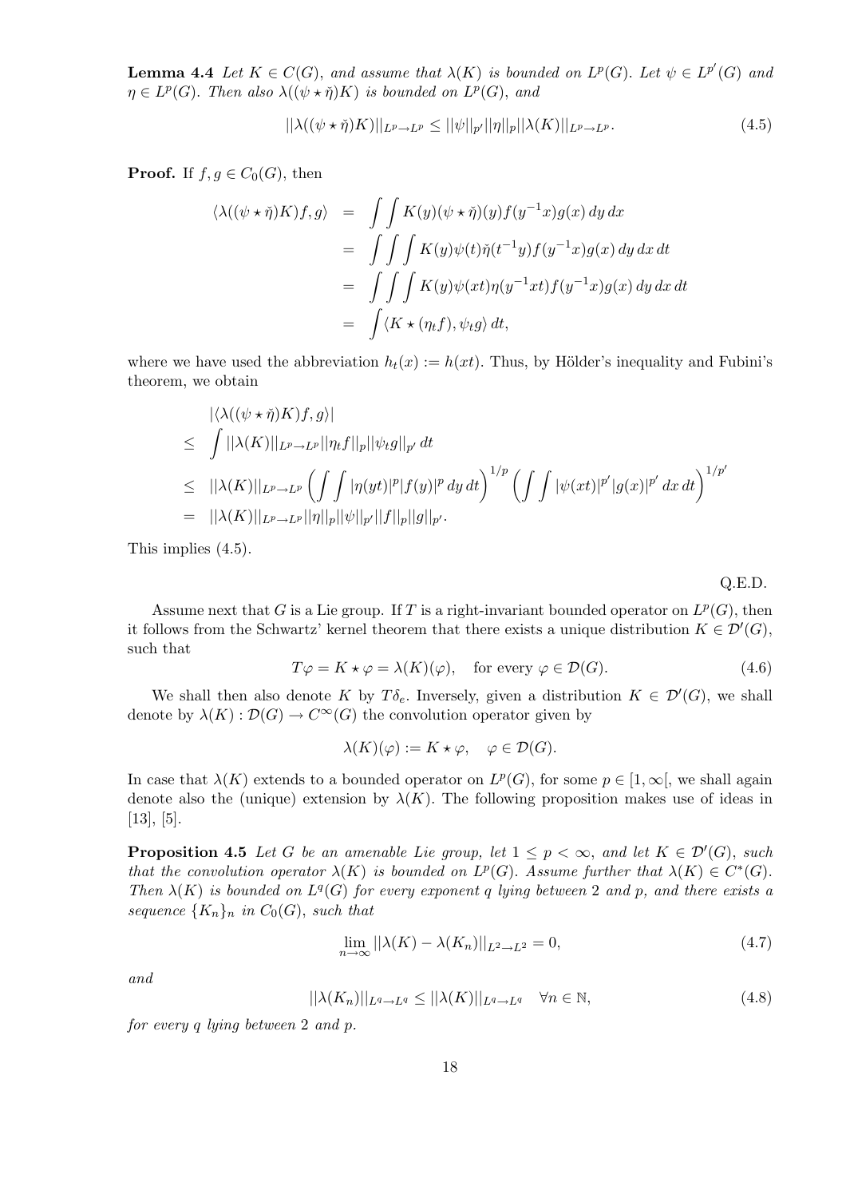**Lemma 4.4** *Let $K \in C(G)$, and assume that $\lambda(K)$ is bounded on $L^p(G)$. Let $\psi \in L^{p'}(G)$ and $\eta \in L^p(G)$. Then also $\lambda((\psi \star \check{\eta})K)$ is bounded on $L^p(G)$, and*

$$||\lambda((\psi \star \check{\eta})K)||_{L^p \to L^p} \leq ||\psi||_{p'} ||\eta||_p ||\lambda(K)||_{L^p \to L^p}. \tag{4.5}$$

**Proof.** If $f, g \in C_0(G)$, then

$$\begin{aligned}
\langle \lambda((\psi \star \check{\eta})K)f, g\rangle &= \int\int K(y)(\psi \star \check{\eta})(y) f(y^{-1}x) g(x)\, dy\, dx \\
&= \int\int\int K(y)\psi(t)\check{\eta}(t^{-1}y) f(y^{-1}x) g(x)\, dy\, dx\, dt \\
&= \int\int\int K(y)\psi(xt)\eta(y^{-1}xt) f(y^{-1}x) g(x)\, dy\, dx\, dt \\
&= \int \langle K \star (\eta_t f), \psi_t g\rangle\, dt,
\end{aligned}$$

where we have used the abbreviation $h_t(x) := h(xt)$. Thus, by Hölder's inequality and Fubini's theorem, we obtain

$$\begin{aligned}
&|\langle \lambda((\psi \star \check{\eta})K)f, g\rangle| \\
\leq\ & \int ||\lambda(K)||_{L^p \to L^p} ||\eta_t f||_p ||\psi_t g||_{p'}\, dt \\
\leq\ & ||\lambda(K)||_{L^p \to L^p} \left(\int\int |\eta(yt)|^p |f(y)|^p\, dy\, dt\right)^{1/p} \left(\int\int |\psi(xt)|^{p'} |g(x)|^{p'}\, dx\, dt\right)^{1/p'} \\
=\ & ||\lambda(K)||_{L^p \to L^p} ||\eta||_p ||\psi||_{p'} ||f||_p ||g||_{p'}.
\end{aligned}$$

This implies (4.5).

Q.E.D.

Assume next that $G$ is a Lie group. If $T$ is a right-invariant bounded operator on $L^p(G)$, then it follows from the Schwartz' kernel theorem that there exists a unique distribution $K \in \mathcal{D}'(G)$, such that

$$T\varphi = K \star \varphi = \lambda(K)(\varphi), \quad \text{for every } \varphi \in \mathcal{D}(G). \tag{4.6}$$

We shall then also denote $K$ by $T\delta_e$. Inversely, given a distribution $K \in \mathcal{D}'(G)$, we shall denote by $\lambda(K) : \mathcal{D}(G) \to C^\infty(G)$ the convolution operator given by

$$\lambda(K)(\varphi) := K \star \varphi, \quad \varphi \in \mathcal{D}(G).$$

In case that $\lambda(K)$ extends to a bounded operator on $L^p(G)$, for some $p \in [1, \infty[$, we shall again denote also the (unique) extension by $\lambda(K)$. The following proposition makes use of ideas in [13], [5].

**Proposition 4.5** *Let $G$ be an amenable Lie group, let $1 \leq p < \infty$, and let $K \in \mathcal{D}'(G)$, such that the convolution operator $\lambda(K)$ is bounded on $L^p(G)$. Assume further that $\lambda(K) \in C^*(G)$. Then $\lambda(K)$ is bounded on $L^q(G)$ for every exponent $q$ lying between 2 and $p$, and there exists a sequence $\{K_n\}_n$ in $C_0(G)$, such that*

$$\lim_{n \to \infty} ||\lambda(K) - \lambda(K_n)||_{L^2 \to L^2} = 0, \tag{4.7}$$

*and*

$$||\lambda(K_n)||_{L^q \to L^q} \leq ||\lambda(K)||_{L^q \to L^q} \quad \forall n \in \mathbb{N}, \tag{4.8}$$

*for every $q$ lying between 2 and $p$.*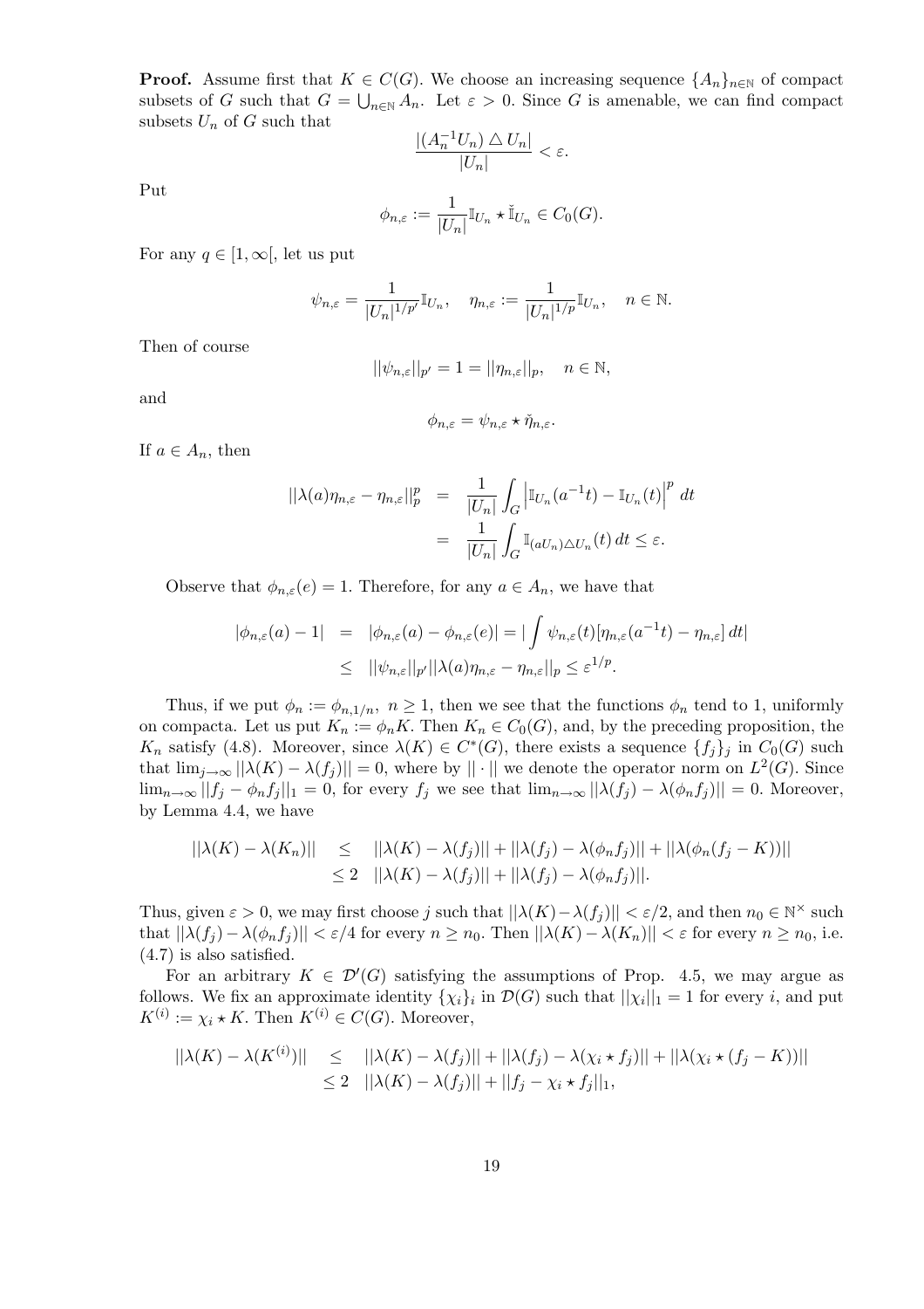**Proof.** Assume first that $K \in C(G)$. We choose an increasing sequence $\{A_n\}_{n\in\mathbb{N}}$ of compact subsets of $G$ such that $G = \bigcup_{n\in\mathbb{N}} A_n$. Let $\varepsilon > 0$. Since $G$ is amenable, we can find compact subsets $U_n$ of $G$ such that

$$\frac{|(A_n^{-1}U_n) \triangle U_n|}{|U_n|} < \varepsilon.$$

Put

$$\phi_{n,\varepsilon} := \frac{1}{|U_n|}\mathbb{I}_{U_n} \star \check{\mathbb{I}}_{U_n} \in C_0(G).$$

For any $q \in [1, \infty[$, let us put

$$\psi_{n,\varepsilon} = \frac{1}{|U_n|^{1/p'}}\mathbb{I}_{U_n}, \quad \eta_{n,\varepsilon} := \frac{1}{|U_n|^{1/p}}\mathbb{I}_{U_n}, \quad n \in \mathbb{N}.$$

Then of course

$$||\psi_{n,\varepsilon}||_{p'} = 1 = ||\eta_{n,\varepsilon}||_p, \quad n \in \mathbb{N},$$

and

$$\phi_{n,\varepsilon} = \psi_{n,\varepsilon} \star \check{\eta}_{n,\varepsilon}.$$

If $a \in A_n$, then

$$\begin{aligned} ||\lambda(a)\eta_{n,\varepsilon} - \eta_{n,\varepsilon}||_p^p &= \frac{1}{|U_n|}\int_G \left|\mathbb{I}_{U_n}(a^{-1}t) - \mathbb{I}_{U_n}(t)\right|^p dt \\ &= \frac{1}{|U_n|}\int_G \mathbb{I}_{(aU_n)\triangle U_n}(t)\, dt \le \varepsilon. \end{aligned}$$

Observe that $\phi_{n,\varepsilon}(e) = 1$. Therefore, for any $a \in A_n$, we have that

$$\begin{aligned} |\phi_{n,\varepsilon}(a) - 1| &= |\phi_{n,\varepsilon}(a) - \phi_{n,\varepsilon}(e)| = |\int \psi_{n,\varepsilon}(t)[\eta_{n,\varepsilon}(a^{-1}t) - \eta_{n,\varepsilon}]\, dt| \\ &\le ||\psi_{n,\varepsilon}||_{p'}||\lambda(a)\eta_{n,\varepsilon} - \eta_{n,\varepsilon}||_p \le \varepsilon^{1/p}. \end{aligned}$$

Thus, if we put $\phi_n := \phi_{n,1/n}$, $n \ge 1$, then we see that the functions $\phi_n$ tend to 1, uniformly on compacta. Let us put $K_n := \phi_n K$. Then $K_n \in C_0(G)$, and, by the preceding proposition, the $K_n$ satisfy (4.8). Moreover, since $\lambda(K) \in C^*(G)$, there exists a sequence $\{f_j\}_j$ in $C_0(G)$ such that $\lim_{j\to\infty} ||\lambda(K) - \lambda(f_j)|| = 0$, where by $||\cdot||$ we denote the operator norm on $L^2(G)$. Since $\lim_{n\to\infty} ||f_j - \phi_n f_j||_1 = 0$, for every $f_j$ we see that $\lim_{n\to\infty} ||\lambda(f_j) - \lambda(\phi_n f_j)|| = 0$. Moreover, by Lemma 4.4, we have

$$\begin{aligned} ||\lambda(K) - \lambda(K_n)|| &\le ||\lambda(K) - \lambda(f_j)|| + ||\lambda(f_j) - \lambda(\phi_n f_j)|| + ||\lambda(\phi_n(f_j - K))|| \\ &\le 2 \quad ||\lambda(K) - \lambda(f_j)|| + ||\lambda(f_j) - \lambda(\phi_n f_j)||. \end{aligned}$$

Thus, given $\varepsilon > 0$, we may first choose $j$ such that $||\lambda(K) - \lambda(f_j)|| < \varepsilon/2$, and then $n_0 \in \mathbb{N}^\times$ such that $||\lambda(f_j) - \lambda(\phi_n f_j)|| < \varepsilon/4$ for every $n \ge n_0$. Then $||\lambda(K) - \lambda(K_n)|| < \varepsilon$ for every $n \ge n_0$, i.e. (4.7) is also satisfied.

For an arbitrary $K \in \mathcal{D}'(G)$ satisfying the assumptions of Prop. 4.5, we may argue as follows. We fix an approximate identity $\{\chi_i\}_i$ in $\mathcal{D}(G)$ such that $||\chi_i||_1 = 1$ for every $i$, and put $K^{(i)} := \chi_i \star K$. Then $K^{(i)} \in C(G)$. Moreover,

$$\begin{aligned} ||\lambda(K) - \lambda(K^{(i)})|| &\le ||\lambda(K) - \lambda(f_j)|| + ||\lambda(f_j) - \lambda(\chi_i \star f_j)|| + ||\lambda(\chi_i \star (f_j - K))|| \\ &\le 2 \quad ||\lambda(K) - \lambda(f_j)|| + ||f_j - \chi_i \star f_j||_1, \end{aligned}$$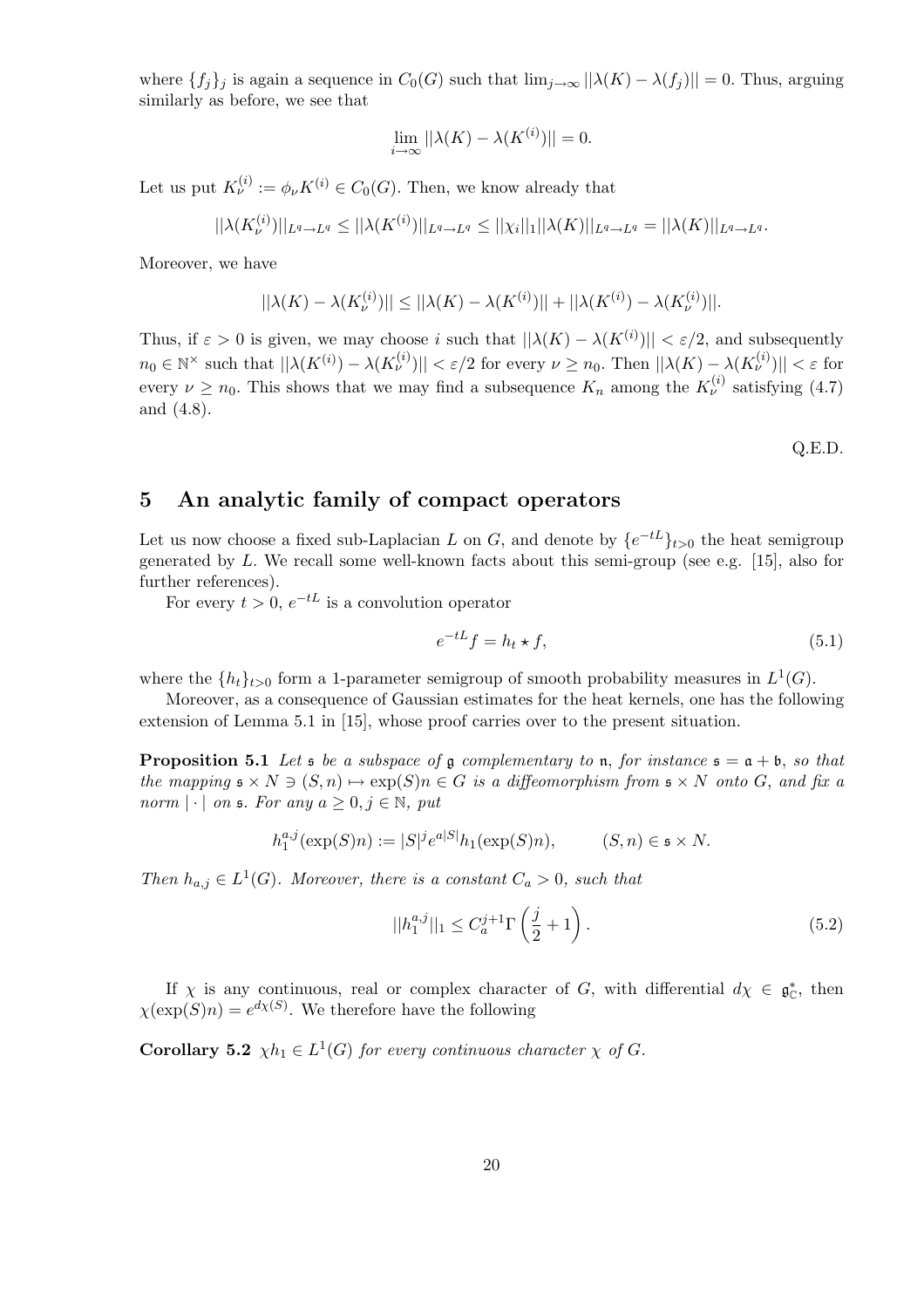where $\{f_j\}_j$ is again a sequence in $C_0(G)$ such that $\lim_{j\to\infty} ||\lambda(K) - \lambda(f_j)|| = 0$. Thus, arguing similarly as before, we see that

$$\lim_{i\to\infty} ||\lambda(K) - \lambda(K^{(i)})|| = 0.$$

Let us put $K_\nu^{(i)} := \phi_\nu K^{(i)} \in C_0(G)$. Then, we know already that

$$||\lambda(K_\nu^{(i)})||_{L^q\to L^q} \le ||\lambda(K^{(i)})||_{L^q\to L^q} \le ||\chi_i||_1 ||\lambda(K)||_{L^q\to L^q} = ||\lambda(K)||_{L^q\to L^q}.$$

Moreover, we have

$$||\lambda(K) - \lambda(K_\nu^{(i)})|| \le ||\lambda(K) - \lambda(K^{(i)})|| + ||\lambda(K^{(i)}) - \lambda(K_\nu^{(i)})||.$$

Thus, if $\varepsilon > 0$ is given, we may choose $i$ such that $||\lambda(K) - \lambda(K^{(i)})|| < \varepsilon/2$, and subsequently $n_0 \in \mathbb{N}^\times$ such that $||\lambda(K^{(i)}) - \lambda(K_\nu^{(i)})|| < \varepsilon/2$ for every $\nu \ge n_0$. Then $||\lambda(K) - \lambda(K_\nu^{(i)})|| < \varepsilon$ for every $\nu \ge n_0$. This shows that we may find a subsequence $K_n$ among the $K_\nu^{(i)}$ satisfying (4.7) and (4.8).

Q.E.D.

## 5 An analytic family of compact operators

Let us now choose a fixed sub-Laplacian $L$ on $G$, and denote by $\{e^{-tL}\}_{t>0}$ the heat semigroup generated by $L$. We recall some well-known facts about this semi-group (see e.g. [15], also for further references).

For every $t > 0$, $e^{-tL}$ is a convolution operator

$$e^{-tL} f = h_t \star f, \tag{5.1}$$

where the $\{h_t\}_{t>0}$ form a 1-parameter semigroup of smooth probability measures in $L^1(G)$.

Moreover, as a consequence of Gaussian estimates for the heat kernels, one has the following extension of Lemma 5.1 in [15], whose proof carries over to the present situation.

**Proposition 5.1** *Let $\mathfrak{s}$ be a subspace of $\mathfrak{g}$ complementary to $\mathfrak{n}$, for instance $\mathfrak{s} = \mathfrak{a} + \mathfrak{b}$, so that the mapping $\mathfrak{s} \times N \ni (S, n) \mapsto \exp(S)n \in G$ is a diffeomorphism from $\mathfrak{s} \times N$ onto $G$, and fix a norm $|\cdot|$ on $\mathfrak{s}$. For any $a \ge 0, j \in \mathbb{N}$, put*

$$h_1^{a,j}(\exp(S)n) := |S|^j e^{a|S|} h_1(\exp(S)n), \qquad (S, n) \in \mathfrak{s} \times N.$$

*Then $h_{a,j} \in L^1(G)$. Moreover, there is a constant $C_a > 0$, such that*

$$||h_1^{a,j}||_1 \le C_a^{j+1} \Gamma\left(\frac{j}{2} + 1\right). \tag{5.2}$$

If $\chi$ is any continuous, real or complex character of $G$, with differential $d\chi \in \mathfrak{g}_{\mathbb{C}}^*$, then $\chi(\exp(S)n) = e^{d\chi(S)}$. We therefore have the following

**Corollary 5.2** *$\chi h_1 \in L^1(G)$ for every continuous character $\chi$ of $G$.*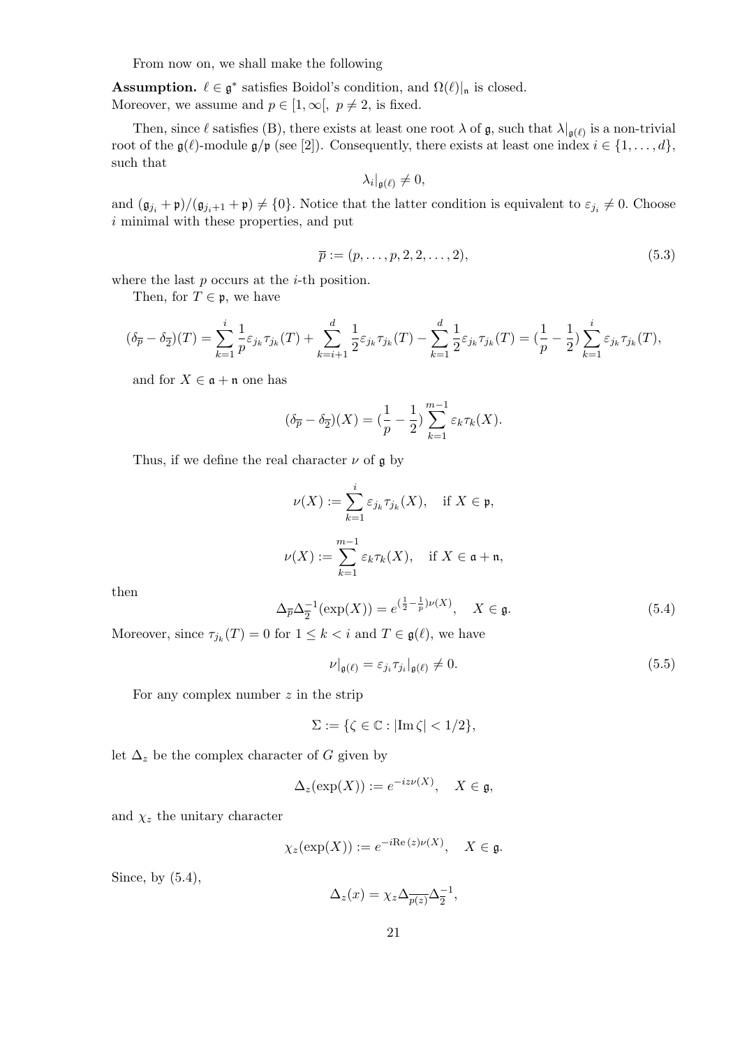From now on, we shall make the following

**Assumption.** $\ell \in \mathfrak{g}^*$ satisfies Boidol's condition, and $\Omega(\ell)|_{\mathfrak{n}}$ is closed.
Moreover, we assume and $p \in [1, \infty[,\ p \neq 2$, is fixed.

Then, since $\ell$ satisfies (B), there exists at least one root $\lambda$ of $\mathfrak{g}$, such that $\lambda|_{\mathfrak{g}(\ell)}$ is a non-trivial root of the $\mathfrak{g}(\ell)$-module $\mathfrak{g}/\mathfrak{p}$ (see [2]). Consequently, there exists at least one index $i \in \{1, \ldots, d\}$, such that

$$\lambda_i|_{\mathfrak{g}(\ell)} \neq 0,$$

and $(\mathfrak{g}_{j_i} + \mathfrak{p})/(\mathfrak{g}_{j_i+1} + \mathfrak{p}) \neq \{0\}$. Notice that the latter condition is equivalent to $\varepsilon_{j_i} \neq 0$. Choose $i$ minimal with these properties, and put

$$\overline{p} := (p, \ldots, p, 2, 2, \ldots, 2), \tag{5.3}$$

where the last $p$ occurs at the $i$-th position.

Then, for $T \in \mathfrak{p}$, we have

$$(\delta_{\overline{p}} - \delta_{\overline{2}})(T) = \sum_{k=1}^{i} \frac{1}{p} \varepsilon_{j_k} \tau_{j_k}(T) + \sum_{k=i+1}^{d} \frac{1}{2} \varepsilon_{j_k} \tau_{j_k}(T) - \sum_{k=1}^{d} \frac{1}{2} \varepsilon_{j_k} \tau_{j_k}(T) = (\frac{1}{p} - \frac{1}{2}) \sum_{k=1}^{i} \varepsilon_{j_k} \tau_{j_k}(T),$$

and for $X \in \mathfrak{a} + \mathfrak{n}$ one has

$$(\delta_{\overline{p}} - \delta_{\overline{2}})(X) = (\frac{1}{p} - \frac{1}{2}) \sum_{k=1}^{m-1} \varepsilon_k \tau_k(X).$$

Thus, if we define the real character $\nu$ of $\mathfrak{g}$ by

$$\nu(X) := \sum_{k=1}^{i} \varepsilon_{j_k} \tau_{j_k}(X), \quad \text{if } X \in \mathfrak{p},$$

$$\nu(X) := \sum_{k=1}^{m-1} \varepsilon_k \tau_k(X), \quad \text{if } X \in \mathfrak{a} + \mathfrak{n},$$

then

$$\Delta_{\overline{p}} \Delta_{\overline{2}}^{-1}(\exp(X)) = e^{(\frac{1}{2} - \frac{1}{p})\nu(X)}, \quad X \in \mathfrak{g}. \tag{5.4}$$

Moreover, since $\tau_{j_k}(T) = 0$ for $1 \leq k < i$ and $T \in \mathfrak{g}(\ell)$, we have

$$\nu|_{\mathfrak{g}(\ell)} = \varepsilon_{j_i} \tau_{j_i}|_{\mathfrak{g}(\ell)} \neq 0. \tag{5.5}$$

For any complex number $z$ in the strip

$$\Sigma := \{\zeta \in \mathbb{C} : |\mathrm{Im}\, \zeta| < 1/2\},$$

let $\Delta_z$ be the complex character of $G$ given by

$$\Delta_z(\exp(X)) := e^{-iz\nu(X)}, \quad X \in \mathfrak{g},$$

and $\chi_z$ the unitary character

$$\chi_z(\exp(X)) := e^{-i\mathrm{Re}\,(z)\nu(X)}, \quad X \in \mathfrak{g}.$$

Since, by (5.4),

$$\Delta_z(x) = \chi_z \Delta_{\overline{p(z)}} \Delta_{\overline{2}}^{-1},$$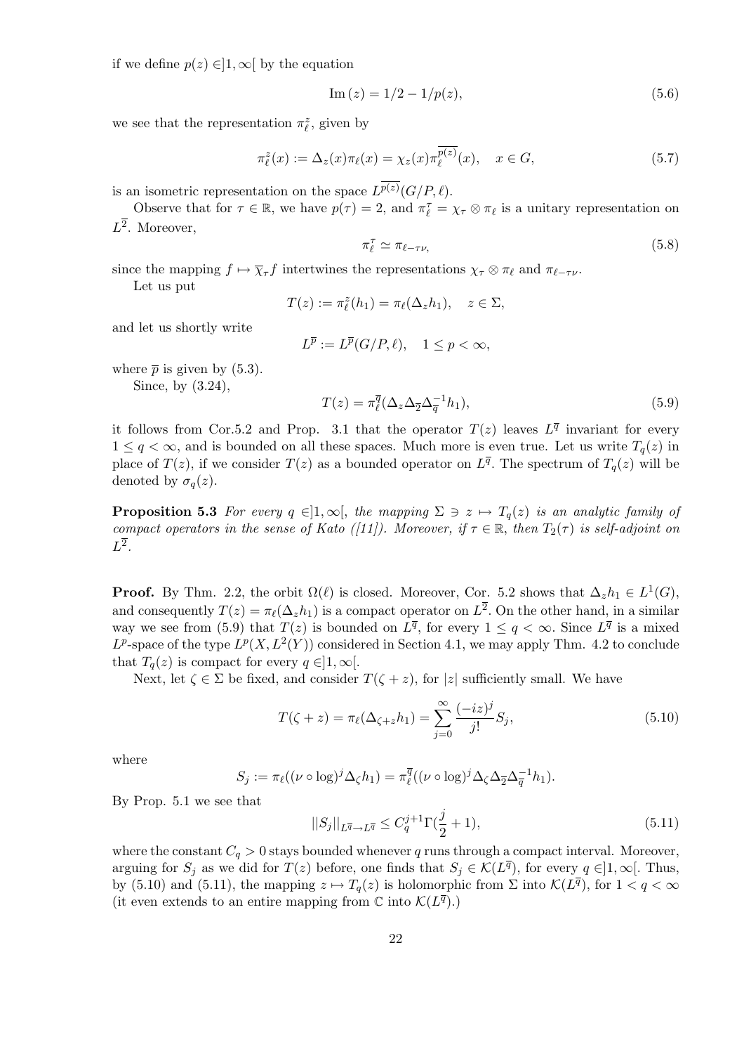if we define $p(z) \in ]1, \infty[$ by the equation

$$\mathrm{Im}\,(z) = 1/2 - 1/p(z), \tag{5.6}$$

we see that the representation $\pi_\ell^z$, given by

$$\pi_\ell^z(x) := \Delta_z(x)\pi_\ell(x) = \chi_z(x)\pi_\ell^{\overline{p(z)}}(x), \quad x \in G, \tag{5.7}$$

is an isometric representation on the space $L^{\overline{p(z)}}(G/P, \ell)$.

Observe that for $\tau \in \mathbb{R}$, we have $p(\tau) = 2$, and $\pi_\ell^\tau = \chi_\tau \otimes \pi_\ell$ is a unitary representation on $L^{\overline{2}}$. Moreover,

$$\pi_\ell^\tau \simeq \pi_{\ell - \tau\nu}, \tag{5.8}$$

since the mapping $f \mapsto \overline{\chi}_\tau f$ intertwines the representations $\chi_\tau \otimes \pi_\ell$ and $\pi_{\ell-\tau\nu}$.

Let us put

$$T(z) := \pi_\ell^z(h_1) = \pi_\ell(\Delta_z h_1), \quad z \in \Sigma,$$

and let us shortly write

$$L^{\overline{p}} := L^{\overline{p}}(G/P, \ell), \quad 1 \le p < \infty,$$

where $\overline{p}$ is given by (5.3).

Since, by (3.24),

$$T(z) = \pi_\ell^{\overline{q}}(\Delta_z \Delta_{\overline{2}} \Delta_{\overline{q}}^{-1} h_1), \tag{5.9}$$

it follows from Cor.5.2 and Prop. 3.1 that the operator $T(z)$ leaves $L^{\overline{q}}$ invariant for every $1 \le q < \infty$, and is bounded on all these spaces. Much more is even true. Let us write $T_q(z)$ in place of $T(z)$, if we consider $T(z)$ as a bounded operator on $L^{\overline{q}}$. The spectrum of $T_q(z)$ will be denoted by $\sigma_q(z)$.

**Proposition 5.3** *For every $q \in ]1, \infty[$, the mapping $\Sigma \ni z \mapsto T_q(z)$ is an analytic family of compact operators in the sense of Kato ([11]). Moreover, if $\tau \in \mathbb{R}$, then $T_2(\tau)$ is self-adjoint on $L^{\overline{2}}$.*

**Proof.** By Thm. 2.2, the orbit $\Omega(\ell)$ is closed. Moreover, Cor. 5.2 shows that $\Delta_z h_1 \in L^1(G)$, and consequently $T(z) = \pi_\ell(\Delta_z h_1)$ is a compact operator on $L^{\overline{2}}$. On the other hand, in a similar way we see from (5.9) that $T(z)$ is bounded on $L^{\overline{q}}$, for every $1 \le q < \infty$. Since $L^{\overline{q}}$ is a mixed $L^p$-space of the type $L^p(X, L^2(Y))$ considered in Section 4.1, we may apply Thm. 4.2 to conclude that $T_q(z)$ is compact for every $q \in ]1, \infty[$.

Next, let $\zeta \in \Sigma$ be fixed, and consider $T(\zeta + z)$, for $|z|$ sufficiently small. We have

$$T(\zeta + z) = \pi_\ell(\Delta_{\zeta+z} h_1) = \sum_{j=0}^\infty \frac{(-iz)^j}{j!} S_j, \tag{5.10}$$

where

$$S_j := \pi_\ell((\nu \circ \log)^j \Delta_\zeta h_1) = \pi_\ell^{\overline{q}}((\nu \circ \log)^j \Delta_\zeta \Delta_{\overline{2}} \Delta_{\overline{q}}^{-1} h_1).$$

By Prop. 5.1 we see that

$$||S_j||_{L^{\overline{q}} \to L^{\overline{q}}} \le C_q^{j+1} \Gamma(\frac{j}{2} + 1), \tag{5.11}$$

where the constant $C_q > 0$ stays bounded whenever $q$ runs through a compact interval. Moreover, arguing for $S_j$ as we did for $T(z)$ before, one finds that $S_j \in \mathcal{K}(L^{\overline{q}})$, for every $q \in ]1, \infty[$. Thus, by (5.10) and (5.11), the mapping $z \mapsto T_q(z)$ is holomorphic from $\Sigma$ into $\mathcal{K}(L^{\overline{q}})$, for $1 < q < \infty$ (it even extends to an entire mapping from $\mathbb{C}$ into $\mathcal{K}(L^{\overline{q}})$.)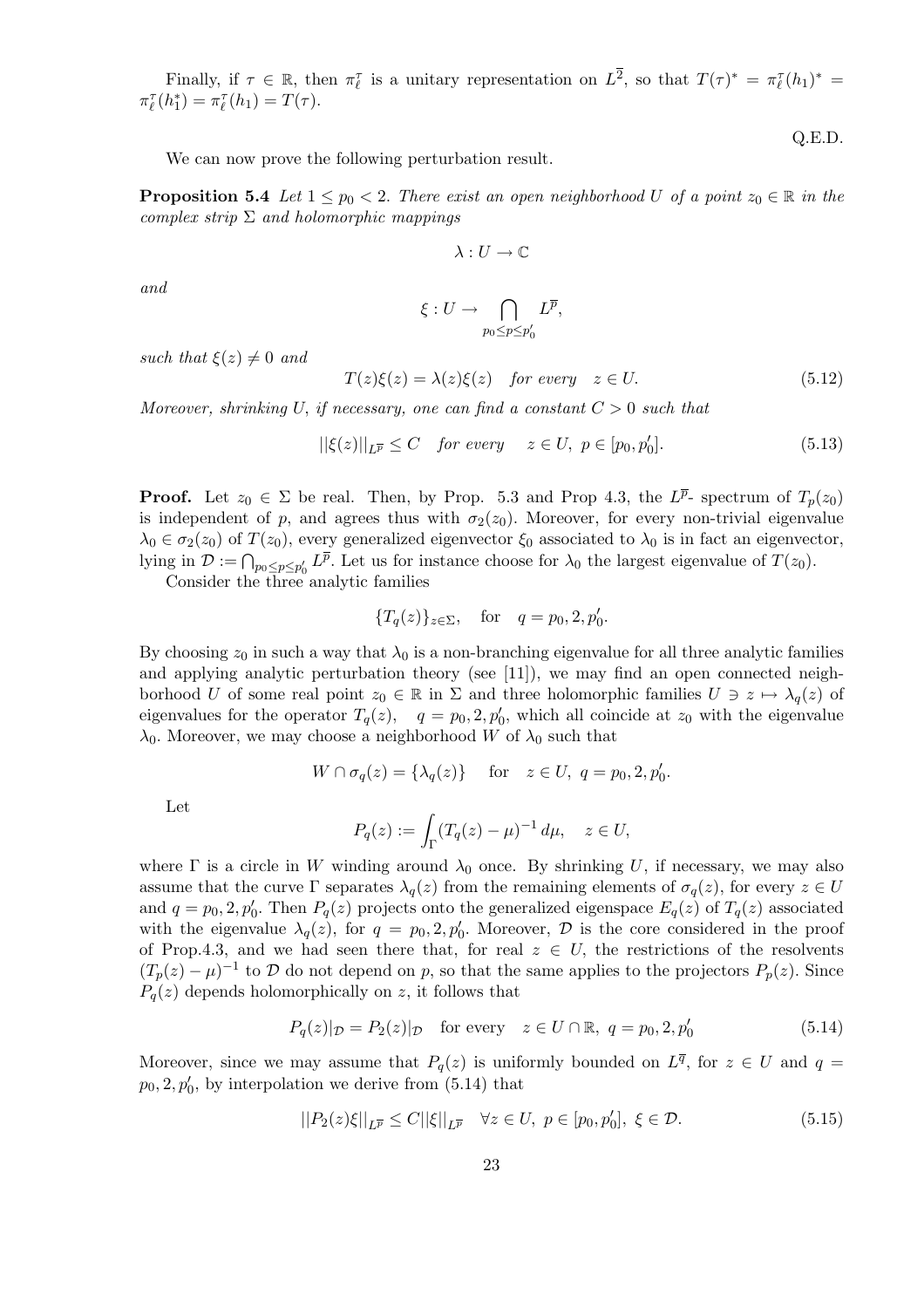Finally, if $\tau \in \mathbb{R}$, then $\pi_\ell^\tau$ is a unitary representation on $L^{\overline{2}}$, so that $T(\tau)^* = \pi_\ell^\tau(h_1)^* = \pi_\ell^\tau(h_1^*) = \pi_\ell^\tau(h_1) = T(\tau)$.

Q.E.D.

We can now prove the following perturbation result.

**Proposition 5.4** *Let $1 \le p_0 < 2$. There exist an open neighborhood $U$ of a point $z_0 \in \mathbb{R}$ in the complex strip $\Sigma$ and holomorphic mappings*

$$\lambda : U \to \mathbb{C}$$

*and*

$$\xi : U \to \bigcap_{p_0 \le p \le p_0'} L^{\overline{p}},$$

*such that $\xi(z) \neq 0$ and*

$$T(z)\xi(z) = \lambda(z)\xi(z) \quad \text{for every} \quad z \in U. \tag{5.12}$$

*Moreover, shrinking $U$, if necessary, one can find a constant $C > 0$ such that*

$$||\xi(z)||_{L^{\overline{p}}} \le C \quad \text{for every} \quad z \in U,\ p \in [p_0, p_0']. \tag{5.13}$$

**Proof.** Let $z_0 \in \Sigma$ be real. Then, by Prop. 5.3 and Prop 4.3, the $L^{\overline{p}}$- spectrum of $T_p(z_0)$ is independent of $p$, and agrees thus with $\sigma_2(z_0)$. Moreover, for every non-trivial eigenvalue $\lambda_0 \in \sigma_2(z_0)$ of $T(z_0)$, every generalized eigenvector $\xi_0$ associated to $\lambda_0$ is in fact an eigenvector, lying in $\mathcal{D} := \bigcap_{p_0 \le p \le p_0'} L^{\overline{p}}$. Let us for instance choose for $\lambda_0$ the largest eigenvalue of $T(z_0)$.

Consider the three analytic families

$$\{T_q(z)\}_{z \in \Sigma}, \quad \text{for} \quad q = p_0, 2, p_0'.$$

By choosing $z_0$ in such a way that $\lambda_0$ is a non-branching eigenvalue for all three analytic families and applying analytic perturbation theory (see [11]), we may find an open connected neighborhood $U$ of some real point $z_0 \in \mathbb{R}$ in $\Sigma$ and three holomorphic families $U \ni z \mapsto \lambda_q(z)$ of eigenvalues for the operator $T_q(z)$, $\quad q = p_0, 2, p_0'$, which all coincide at $z_0$ with the eigenvalue $\lambda_0$. Moreover, we may choose a neighborhood $W$ of $\lambda_0$ such that

$$W \cap \sigma_q(z) = \{\lambda_q(z)\} \quad \text{for} \quad z \in U,\ q = p_0, 2, p_0'.$$

Let

$$P_q(z) := \int_\Gamma (T_q(z) - \mu)^{-1}\, d\mu, \quad z \in U,$$

where $\Gamma$ is a circle in $W$ winding around $\lambda_0$ once. By shrinking $U$, if necessary, we may also assume that the curve $\Gamma$ separates $\lambda_q(z)$ from the remaining elements of $\sigma_q(z)$, for every $z \in U$ and $q = p_0, 2, p_0'$. Then $P_q(z)$ projects onto the generalized eigenspace $E_q(z)$ of $T_q(z)$ associated with the eigenvalue $\lambda_q(z)$, for $q = p_0, 2, p_0'$. Moreover, $\mathcal{D}$ is the core considered in the proof of Prop.4.3, and we had seen there that, for real $z \in U$, the restrictions of the resolvents $(T_p(z) - \mu)^{-1}$ to $\mathcal{D}$ do not depend on $p$, so that the same applies to the projectors $P_p(z)$. Since $P_q(z)$ depends holomorphically on $z$, it follows that

$$P_q(z)|_{\mathcal{D}} = P_2(z)|_{\mathcal{D}} \quad \text{for every} \quad z \in U \cap \mathbb{R},\ q = p_0, 2, p_0' \tag{5.14}$$

Moreover, since we may assume that $P_q(z)$ is uniformly bounded on $L^{\overline{q}}$, for $z \in U$ and $q = p_0, 2, p_0'$, by interpolation we derive from (5.14) that

$$||P_2(z)\xi||_{L^{\overline{p}}} \le C||\xi||_{L^{\overline{p}}} \quad \forall z \in U,\ p \in [p_0, p_0'],\ \xi \in \mathcal{D}. \tag{5.15}$$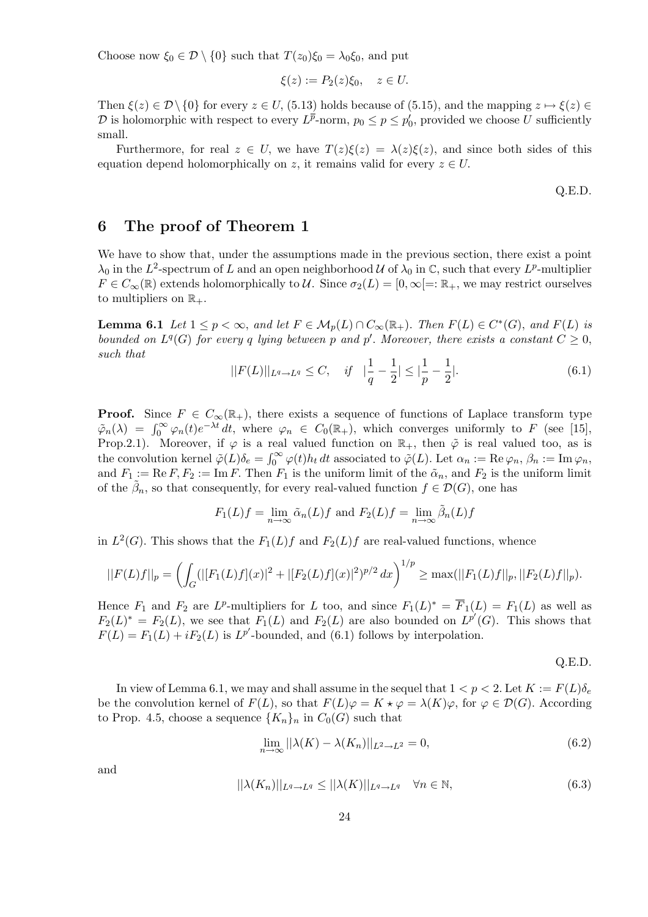Choose now $\xi_0 \in \mathcal{D} \setminus \{0\}$ such that $T(z_0)\xi_0 = \lambda_0 \xi_0$, and put

$$\xi(z) := P_2(z)\xi_0, \quad z \in U.$$

Then $\xi(z) \in \mathcal{D} \setminus \{0\}$ for every $z \in U$, (5.13) holds because of (5.15), and the mapping $z \mapsto \xi(z) \in \mathcal{D}$ is holomorphic with respect to every $L^{\overline{p}}$-norm, $p_0 \leq p \leq p_0'$, provided we choose $U$ sufficiently small.

Furthermore, for real $z \in U$, we have $T(z)\xi(z) = \lambda(z)\xi(z)$, and since both sides of this equation depend holomorphically on $z$, it remains valid for every $z \in U$.

Q.E.D.

## 6 The proof of Theorem 1

We have to show that, under the assumptions made in the previous section, there exist a point $\lambda_0$ in the $L^2$-spectrum of $L$ and an open neighborhood $\mathcal{U}$ of $\lambda_0$ in $\mathbb{C}$, such that every $L^p$-multiplier $F \in C_\infty(\mathbb{R})$ extends holomorphically to $\mathcal{U}$. Since $\sigma_2(L) = [0, \infty[ =: \mathbb{R}_+$, we may restrict ourselves to multipliers on $\mathbb{R}_+$.

**Lemma 6.1** *Let $1 \leq p < \infty$, and let $F \in \mathcal{M}_p(L) \cap C_\infty(\mathbb{R}_+)$. Then $F(L) \in C^*(G)$, and $F(L)$ is bounded on $L^q(G)$ for every $q$ lying between $p$ and $p'$. Moreover, there exists a constant $C \geq 0$, such that*

$$||F(L)||_{L^q \to L^q} \leq C, \quad \text{if} \quad |\frac{1}{q} - \frac{1}{2}| \leq |\frac{1}{p} - \frac{1}{2}|. \tag{6.1}$$

**Proof.** Since $F \in C_\infty(\mathbb{R}_+)$, there exists a sequence of functions of Laplace transform type $\tilde{\varphi}_n(\lambda) = \int_0^\infty \varphi_n(t) e^{-\lambda t}\, dt$, where $\varphi_n \in C_0(\mathbb{R}_+)$, which converges uniformly to $F$ (see [15], Prop.2.1). Moreover, if $\varphi$ is a real valued function on $\mathbb{R}_+$, then $\tilde{\varphi}$ is real valued too, as is the convolution kernel $\tilde{\varphi}(L)\delta_e = \int_0^\infty \varphi(t) h_t\, dt$ associated to $\tilde{\varphi}(L)$. Let $\alpha_n := \operatorname{Re} \varphi_n$, $\beta_n := \operatorname{Im} \varphi_n$, and $F_1 := \operatorname{Re} F, F_2 := \operatorname{Im} F$. Then $F_1$ is the uniform limit of the $\tilde{\alpha}_n$, and $F_2$ is the uniform limit of the $\tilde{\beta}_n$, so that consequently, for every real-valued function $f \in \mathcal{D}(G)$, one has

$$F_1(L)f = \lim_{n \to \infty} \tilde{\alpha}_n(L) f \text{ and } F_2(L)f = \lim_{n \to \infty} \tilde{\beta}_n(L) f$$

in $L^2(G)$. This shows that the $F_1(L)f$ and $F_2(L)f$ are real-valued functions, whence

$$||F(L)f||_p = \left( \int_G (|[F_1(L)f](x)|^2 + |[F_2(L)f](x)|^2)^{p/2}\, dx \right)^{1/p} \geq \max(||F_1(L)f||_p, ||F_2(L)f||_p).$$

Hence $F_1$ and $F_2$ are $L^p$-multipliers for $L$ too, and since $F_1(L)^* = \overline{F}_1(L) = F_1(L)$ as well as $F_2(L)^* = F_2(L)$, we see that $F_1(L)$ and $F_2(L)$ are also bounded on $L^{p'}(G)$. This shows that $F(L) = F_1(L) + iF_2(L)$ is $L^{p'}$-bounded, and (6.1) follows by interpolation.

Q.E.D.

In view of Lemma 6.1, we may and shall assume in the sequel that $1 < p < 2$. Let $K := F(L)\delta_e$ be the convolution kernel of $F(L)$, so that $F(L)\varphi = K \star \varphi = \lambda(K)\varphi$, for $\varphi \in \mathcal{D}(G)$. According to Prop. 4.5, choose a sequence $\{K_n\}_n$ in $C_0(G)$ such that

$$\lim_{n \to \infty} ||\lambda(K) - \lambda(K_n)||_{L^2 \to L^2} = 0, \tag{6.2}$$

and

$$||\lambda(K_n)||_{L^q \to L^q} \leq ||\lambda(K)||_{L^q \to L^q} \quad \forall n \in \mathbb{N}, \tag{6.3}$$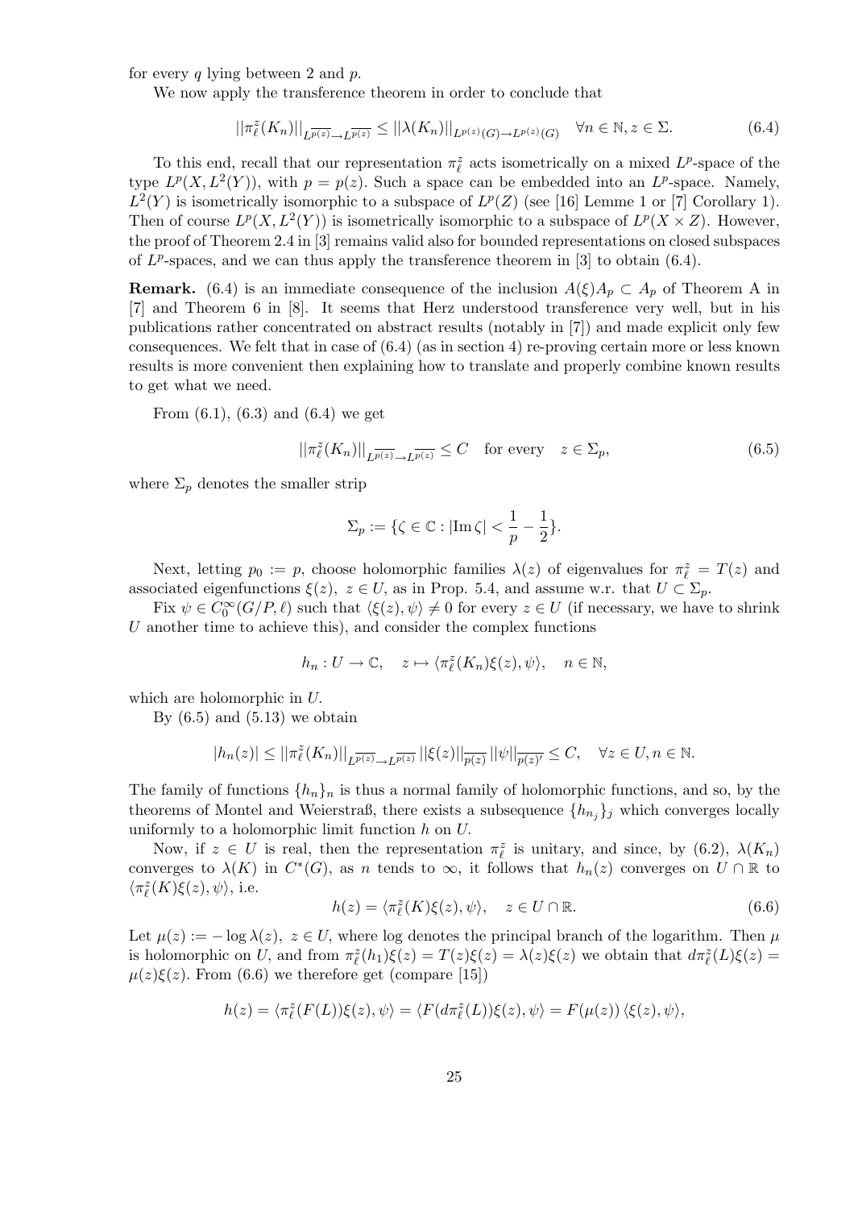for every $q$ lying between 2 and $p$.

We now apply the transference theorem in order to conclude that

$$||\pi^z_\ell(K_n)||_{L^{\overline{p(z)}}\to L^{\overline{p(z)}}} \le ||\lambda(K_n)||_{L^{p(z)}(G)\to L^{p(z)}(G)} \quad \forall n\in\mathbb{N}, z\in\Sigma. \tag{6.4}$$

To this end, recall that our representation $\pi^z_\ell$ acts isometrically on a mixed $L^p$-space of the type $L^p(X, L^2(Y))$, with $p = p(z)$. Such a space can be embedded into an $L^p$-space. Namely, $L^2(Y)$ is isometrically isomorphic to a subspace of $L^p(Z)$ (see [16] Lemme 1 or [7] Corollary 1). Then of course $L^p(X, L^2(Y))$ is isometrically isomorphic to a subspace of $L^p(X\times Z)$. However, the proof of Theorem 2.4 in [3] remains valid also for bounded representations on closed subspaces of $L^p$-spaces, and we can thus apply the transference theorem in [3] to obtain (6.4).

**Remark.** (6.4) is an immediate consequence of the inclusion $A(\xi)A_p \subset A_p$ of Theorem A in [7] and Theorem 6 in [8]. It seems that Herz understood transference very well, but in his publications rather concentrated on abstract results (notably in [7]) and made explicit only few consequences. We felt that in case of (6.4) (as in section 4) re-proving certain more or less known results is more convenient then explaining how to translate and properly combine known results to get what we need.

From (6.1), (6.3) and (6.4) we get

$$||\pi^z_\ell(K_n)||_{L^{\overline{p(z)}}\to L^{\overline{p(z)}}} \le C \quad \text{for every} \quad z\in\Sigma_p, \tag{6.5}$$

where $\Sigma_p$ denotes the smaller strip

$$\Sigma_p := \{\zeta\in\mathbb{C} : |\mathrm{Im}\,\zeta| < \frac{1}{p} - \frac{1}{2}\}.$$

Next, letting $p_0 := p$, choose holomorphic families $\lambda(z)$ of eigenvalues for $\pi^z_\ell = T(z)$ and associated eigenfunctions $\xi(z)$, $z\in U$, as in Prop. 5.4, and assume w.r. that $U\subset\Sigma_p$.

Fix $\psi\in C_0^\infty(G/P,\ell)$ such that $\langle\xi(z),\psi\rangle \ne 0$ for every $z\in U$ (if necessary, we have to shrink $U$ another time to achieve this), and consider the complex functions

$$h_n : U\to\mathbb{C}, \quad z\mapsto \langle\pi^z_\ell(K_n)\xi(z),\psi\rangle, \quad n\in\mathbb{N},$$

which are holomorphic in $U$.

By (6.5) and (5.13) we obtain

$$|h_n(z)| \le ||\pi^z_\ell(K_n)||_{L^{\overline{p(z)}}\to L^{\overline{p(z)}}}\, ||\xi(z)||_{\overline{p(z)}}\, ||\psi||_{\overline{p(z)'}} \le C, \quad \forall z\in U, n\in\mathbb{N}.$$

The family of functions $\{h_n\}_n$ is thus a normal family of holomorphic functions, and so, by the theorems of Montel and Weierstraß, there exists a subsequence $\{h_{n_j}\}_j$ which converges locally uniformly to a holomorphic limit function $h$ on $U$.

Now, if $z\in U$ is real, then the representation $\pi^z_\ell$ is unitary, and since, by (6.2), $\lambda(K_n)$ converges to $\lambda(K)$ in $C^*(G)$, as $n$ tends to $\infty$, it follows that $h_n(z)$ converges on $U\cap\mathbb{R}$ to $\langle\pi^z_\ell(K)\xi(z),\psi\rangle$, i.e.

$$h(z) = \langle\pi^z_\ell(K)\xi(z),\psi\rangle, \quad z\in U\cap\mathbb{R}. \tag{6.6}$$

Let $\mu(z) := -\log\lambda(z)$, $z\in U$, where log denotes the principal branch of the logarithm. Then $\mu$ is holomorphic on $U$, and from $\pi^z_\ell(h_1)\xi(z) = T(z)\xi(z) = \lambda(z)\xi(z)$ we obtain that $d\pi^z_\ell(L)\xi(z) = \mu(z)\xi(z)$. From (6.6) we therefore get (compare [15])

$$h(z) = \langle\pi^z_\ell(F(L))\xi(z),\psi\rangle = \langle F(d\pi^z_\ell(L))\xi(z),\psi\rangle = F(\mu(z))\,\langle\xi(z),\psi\rangle,$$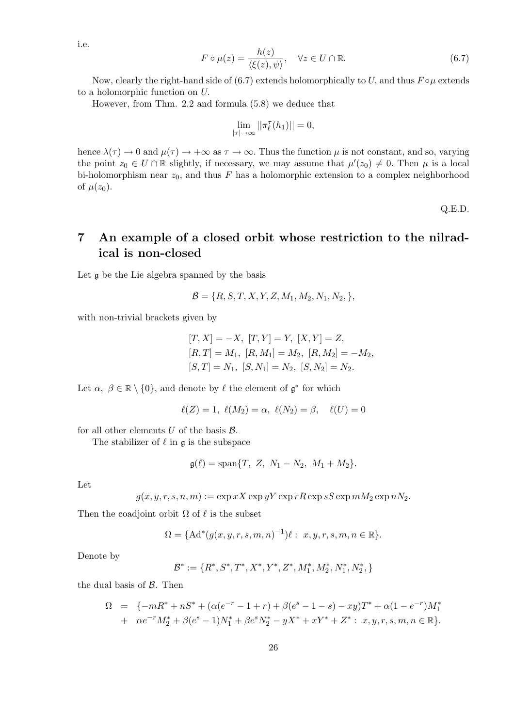i.e.

$$F \circ \mu(z) = \frac{h(z)}{\langle \xi(z), \psi \rangle}, \quad \forall z \in U \cap \mathbb{R}. \tag{6.7}$$

Now, clearly the right-hand side of (6.7) extends holomorphically to $U$, and thus $F \circ \mu$ extends to a holomorphic function on $U$.

However, from Thm. 2.2 and formula (5.8) we deduce that

$$\lim_{|\tau| \to \infty} ||\pi_\ell^\tau(h_1)|| = 0,$$

hence $\lambda(\tau) \to 0$ and $\mu(\tau) \to +\infty$ as $\tau \to \infty$. Thus the function $\mu$ is not constant, and so, varying the point $z_0 \in U \cap \mathbb{R}$ slightly, if necessary, we may assume that $\mu'(z_0) \neq 0$. Then $\mu$ is a local bi-holomorphism near $z_0$, and thus $F$ has a holomorphic extension to a complex neighborhood of $\mu(z_0)$.

Q.E.D.

# 7 An example of a closed orbit whose restriction to the nilradical is non-closed

Let $\mathfrak{g}$ be the Lie algebra spanned by the basis

$$\mathcal{B} = \{R, S, T, X, Y, Z, M_1, M_2, N_1, N_2, \},$$

with non-trivial brackets given by

$$\begin{array}{l} [T, X] = -X, \ [T, Y] = Y, \ [X, Y] = Z, \\ [R, T] = M_1, \ [R, M_1] = M_2, \ [R, M_2] = -M_2, \\ [S, T] = N_1, \ [S, N_1] = N_2, \ [S, N_2] = N_2. \end{array}$$

Let $\alpha, \ \beta \in \mathbb{R} \setminus \{0\}$, and denote by $\ell$ the element of $\mathfrak{g}^*$ for which

$$\ell(Z) = 1, \ \ell(M_2) = \alpha, \ \ell(N_2) = \beta, \quad \ell(U) = 0$$

for all other elements $U$ of the basis $\mathcal{B}$.

The stabilizer of $\ell$ in $\mathfrak{g}$ is the subspace

$$\mathfrak{g}(\ell) = \operatorname{span}\{T, \ Z, \ N_1 - N_2, \ M_1 + M_2\}.$$

Let

$$g(x, y, r, s, n, m) := \exp xX \exp yY \exp rR \exp sS \exp mM_2 \exp nN_2.$$

Then the coadjoint orbit $\Omega$ of $\ell$ is the subset

$$\Omega = \{\operatorname{Ad}^*(g(x, y, r, s, m, n)^{-1})\ell : \ x, y, r, s, m, n \in \mathbb{R}\}.$$

Denote by

$$\mathcal{B}^* := \{R^*, S^*, T^*, X^*, Y^*, Z^*, M_1^*, M_2^*, N_1^*, N_2^*, \}$$

the dual basis of $\mathcal{B}$. Then

$$\begin{array}{rcl} \Omega & = & \{-mR^* + nS^* + (\alpha(e^{-r} - 1 + r) + \beta(e^s - 1 - s) - xy)T^* + \alpha(1 - e^{-r})M_1^* \\ & + & \alpha e^{-r} M_2^* + \beta(e^s - 1)N_1^* + \beta e^s N_2^* - yX^* + xY^* + Z^* : \ x, y, r, s, m, n \in \mathbb{R}\}. \end{array}$$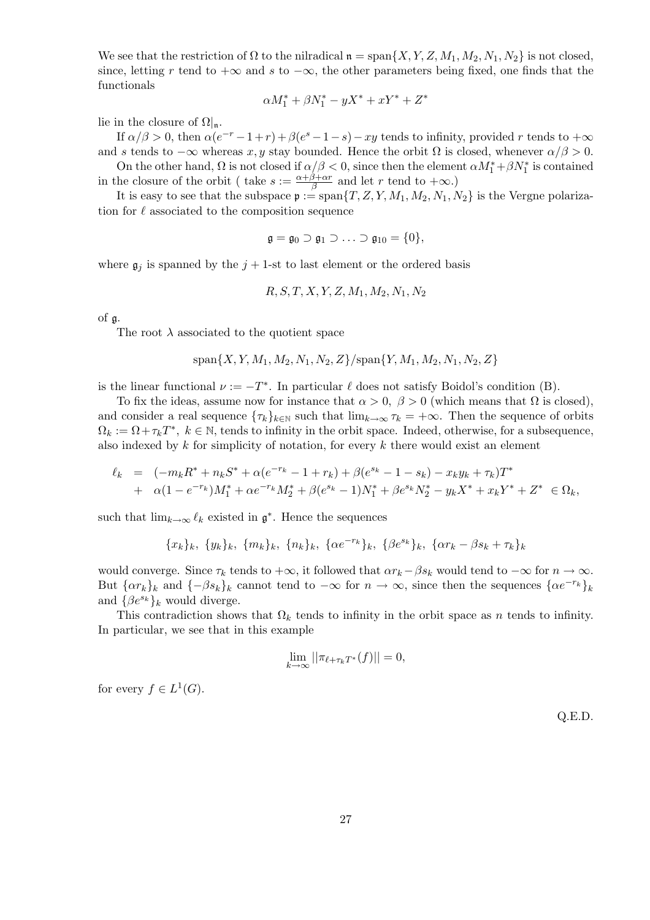We see that the restriction of $\Omega$ to the nilradical $\mathfrak{n} = \text{span}\{X, Y, Z, M_1, M_2, N_1, N_2\}$ is not closed, since, letting $r$ tend to $+\infty$ and $s$ to $-\infty$, the other parameters being fixed, one finds that the functionals

$$\alpha M_1^* + \beta N_1^* - yX^* + xY^* + Z^*$$

lie in the closure of $\Omega|_{\mathfrak{n}}$.

If $\alpha/\beta > 0$, then $\alpha(e^{-r} - 1 + r) + \beta(e^s - 1 - s) - xy$ tends to infinity, provided $r$ tends to $+\infty$ and $s$ tends to $-\infty$ whereas $x, y$ stay bounded. Hence the orbit $\Omega$ is closed, whenever $\alpha/\beta > 0$.

On the other hand, $\Omega$ is not closed if $\alpha/\beta < 0$, since then the element $\alpha M_1^* + \beta N_1^*$ is contained in the closure of the orbit ( take $s := \frac{\alpha+\beta+\alpha r}{\beta}$ and let $r$ tend to $+\infty$.)

It is easy to see that the subspace $\mathfrak{p} := \text{span}\{T, Z, Y, M_1, M_2, N_1, N_2\}$ is the Vergne polarization for $\ell$ associated to the composition sequence

$$\mathfrak{g} = \mathfrak{g}_0 \supset \mathfrak{g}_1 \supset \ldots \supset \mathfrak{g}_{10} = \{0\},$$

where $\mathfrak{g}_j$ is spanned by the $j + 1$-st to last element or the ordered basis

$$R, S, T, X, Y, Z, M_1, M_2, N_1, N_2$$

of $\mathfrak{g}$.

The root $\lambda$ associated to the quotient space

$$\text{span}\{X, Y, M_1, M_2, N_1, N_2, Z\}/\text{span}\{Y, M_1, M_2, N_1, N_2, Z\}$$

is the linear functional $\nu := -T^*$. In particular $\ell$ does not satisfy Boidol's condition (B).

To fix the ideas, assume now for instance that $\alpha > 0$, $\beta > 0$ (which means that $\Omega$ is closed), and consider a real sequence $\{\tau_k\}_{k\in\mathbb{N}}$ such that $\lim_{k\to\infty} \tau_k = +\infty$. Then the sequence of orbits $\Omega_k := \Omega + \tau_k T^*$, $k \in \mathbb{N}$, tends to infinity in the orbit space. Indeed, otherwise, for a subsequence, also indexed by $k$ for simplicity of notation, for every $k$ there would exist an element

$$\begin{aligned}
\ell_k &= (-m_k R^* + n_k S^* + \alpha(e^{-r_k} - 1 + r_k) + \beta(e^{s_k} - 1 - s_k) - x_k y_k + \tau_k)T^* \\
&+ \alpha(1 - e^{-r_k})M_1^* + \alpha e^{-r_k} M_2^* + \beta(e^{s_k} - 1)N_1^* + \beta e^{s_k} N_2^* - y_k X^* + x_k Y^* + Z^* \in \Omega_k,
\end{aligned}$$

such that $\lim_{k\to\infty} \ell_k$ existed in $\mathfrak{g}^*$. Hence the sequences

$$\{x_k\}_k,\ \{y_k\}_k,\ \{m_k\}_k,\ \{n_k\}_k,\ \{\alpha e^{-r_k}\}_k,\ \{\beta e^{s_k}\}_k,\ \{\alpha r_k - \beta s_k + \tau_k\}_k$$

would converge. Since $\tau_k$ tends to $+\infty$, it followed that $\alpha r_k - \beta s_k$ would tend to $-\infty$ for $n \to \infty$. But $\{\alpha r_k\}_k$ and $\{-\beta s_k\}_k$ cannot tend to $-\infty$ for $n \to \infty$, since then the sequences $\{\alpha e^{-r_k}\}_k$ and $\{\beta e^{s_k}\}_k$ would diverge.

This contradiction shows that $\Omega_k$ tends to infinity in the orbit space as $n$ tends to infinity. In particular, we see that in this example

$$\lim_{k\to\infty} ||\pi_{\ell+\tau_k T^*}(f)|| = 0,$$

for every $f \in L^1(G)$.

Q.E.D.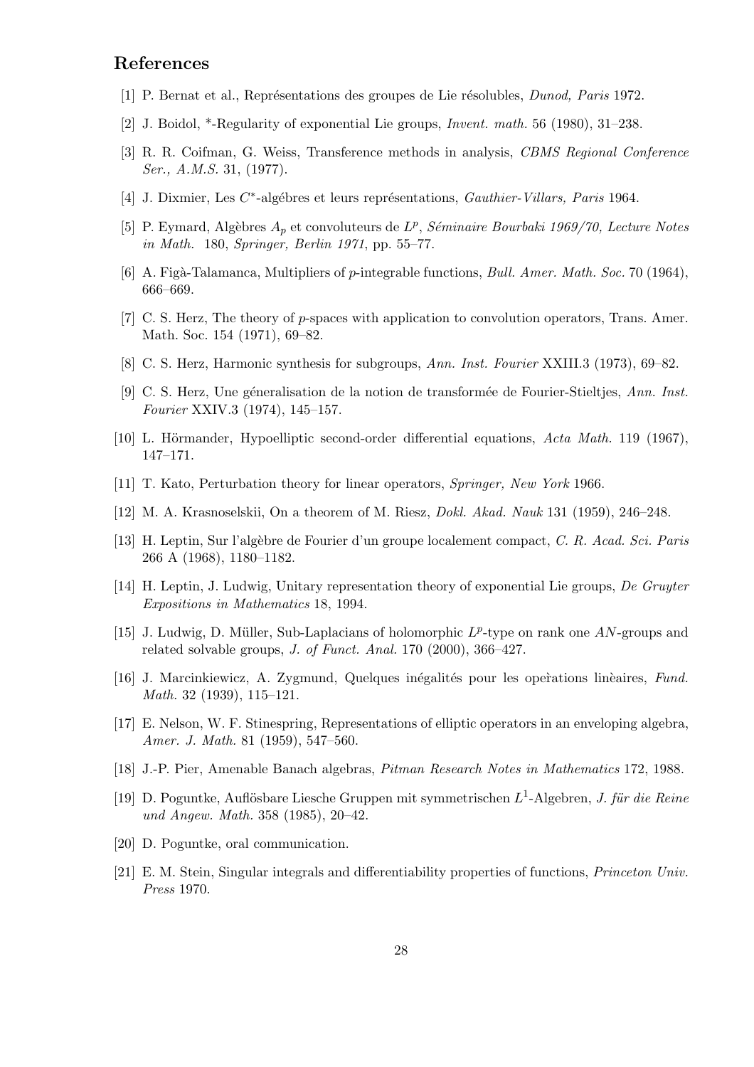## References

[1] P. Bernat et al., Représentations des groupes de Lie résolubles, *Dunod, Paris* 1972.

[2] J. Boidol, *-Regularity of exponential Lie groups, *Invent. math.* 56 (1980), 31–238.

[3] R. R. Coifman, G. Weiss, Transference methods in analysis, *CBMS Regional Conference Ser., A.M.S.* 31, (1977).

[4] J. Dixmier, Les $C^*$-algébres et leurs représentations, *Gauthier-Villars, Paris* 1964.

[5] P. Eymard, Algèbres $A_p$ et convoluteurs de $L^p$, *Séminaire Bourbaki 1969/70, Lecture Notes in Math.* 180, *Springer, Berlin 1971*, pp. 55–77.

[6] A. Figà-Talamanca, Multipliers of $p$-integrable functions, *Bull. Amer. Math. Soc.* 70 (1964), 666–669.

[7] C. S. Herz, The theory of $p$-spaces with application to convolution operators, Trans. Amer. Math. Soc. 154 (1971), 69–82.

[8] C. S. Herz, Harmonic synthesis for subgroups, *Ann. Inst. Fourier* XXIII.3 (1973), 69–82.

[9] C. S. Herz, Une géneralisation de la notion de transformée de Fourier-Stieltjes, *Ann. Inst. Fourier* XXIV.3 (1974), 145–157.

[10] L. Hörmander, Hypoelliptic second-order differential equations, *Acta Math.* 119 (1967), 147–171.

[11] T. Kato, Perturbation theory for linear operators, *Springer, New York* 1966.

[12] M. A. Krasnoselskii, On a theorem of M. Riesz, *Dokl. Akad. Nauk* 131 (1959), 246–248.

[13] H. Leptin, Sur l'algèbre de Fourier d'un groupe localement compact, *C. R. Acad. Sci. Paris* 266 A (1968), 1180–1182.

[14] H. Leptin, J. Ludwig, Unitary representation theory of exponential Lie groups, *De Gruyter Expositions in Mathematics* 18, 1994.

[15] J. Ludwig, D. Müller, Sub-Laplacians of holomorphic $L^p$-type on rank one $AN$-groups and related solvable groups, *J. of Funct. Anal.* 170 (2000), 366–427.

[16] J. Marcinkiewicz, A. Zygmund, Quelques inégalités pour les opèrations linèaires, *Fund. Math.* 32 (1939), 115–121.

[17] E. Nelson, W. F. Stinespring, Representations of elliptic operators in an enveloping algebra, *Amer. J. Math.* 81 (1959), 547–560.

[18] J.-P. Pier, Amenable Banach algebras, *Pitman Research Notes in Mathematics* 172, 1988.

[19] D. Poguntke, Auflösbare Liesche Gruppen mit symmetrischen $L^1$-Algebren, *J. für die Reine und Angew. Math.* 358 (1985), 20–42.

[20] D. Poguntke, oral communication.

[21] E. M. Stein, Singular integrals and differentiability properties of functions, *Princeton Univ. Press* 1970.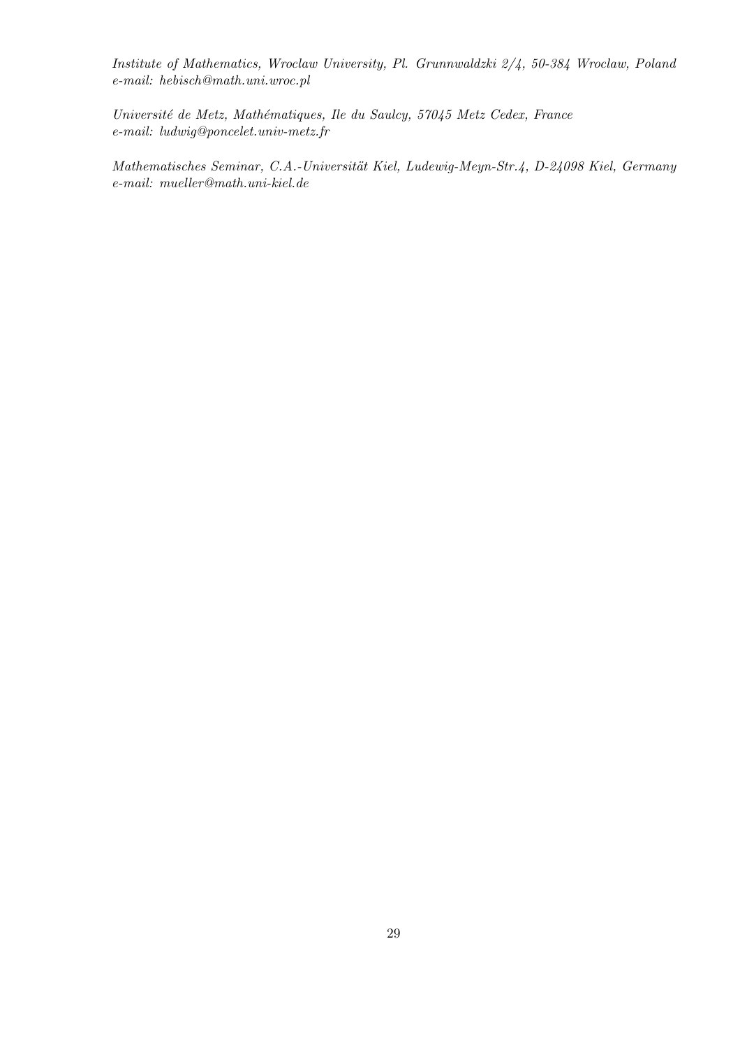*Institute of Mathematics, Wroclaw University, Pl. Grunnwaldzki 2/4, 50-384 Wroclaw, Poland*
*e-mail: hebisch@math.uni.wroc.pl*

*Université de Metz, Mathématiques, Ile du Saulcy, 57045 Metz Cedex, France*
*e-mail: ludwig@poncelet.univ-metz.fr*

*Mathematisches Seminar, C.A.-Universität Kiel, Ludewig-Meyn-Str.4, D-24098 Kiel, Germany*
*e-mail: mueller@math.uni-kiel.de*